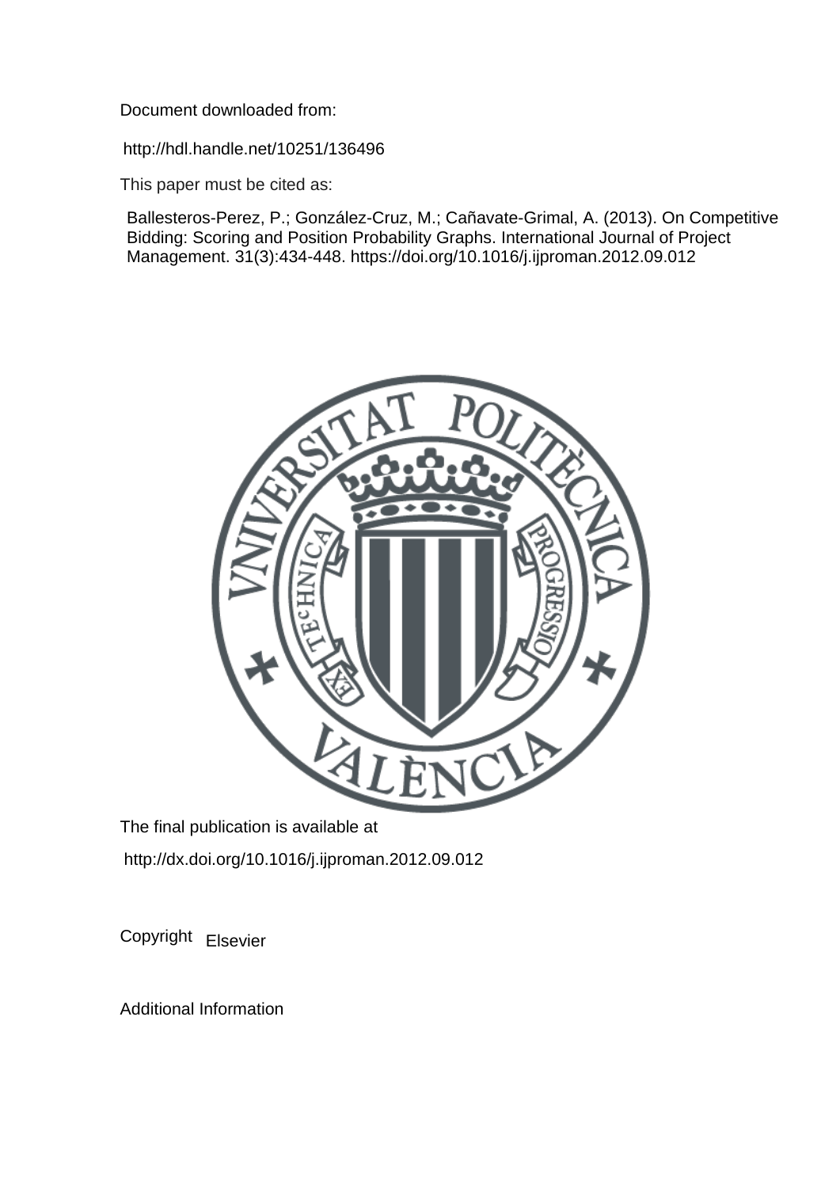Document downloaded from:

http://hdl.handle.net/10251/136496

This paper must be cited as:

Ballesteros-Perez, P.; González-Cruz, M.; Cañavate-Grimal, A. (2013). On Competitive Bidding: Scoring and Position Probability Graphs. International Journal of Project Management. 31(3):434-448. https://doi.org/10.1016/j.ijproman.2012.09.012

The final publication is available at

http://dx.doi.org/10.1016/j.ijproman.2012.09.012

Copyright Elsevier

Additional Information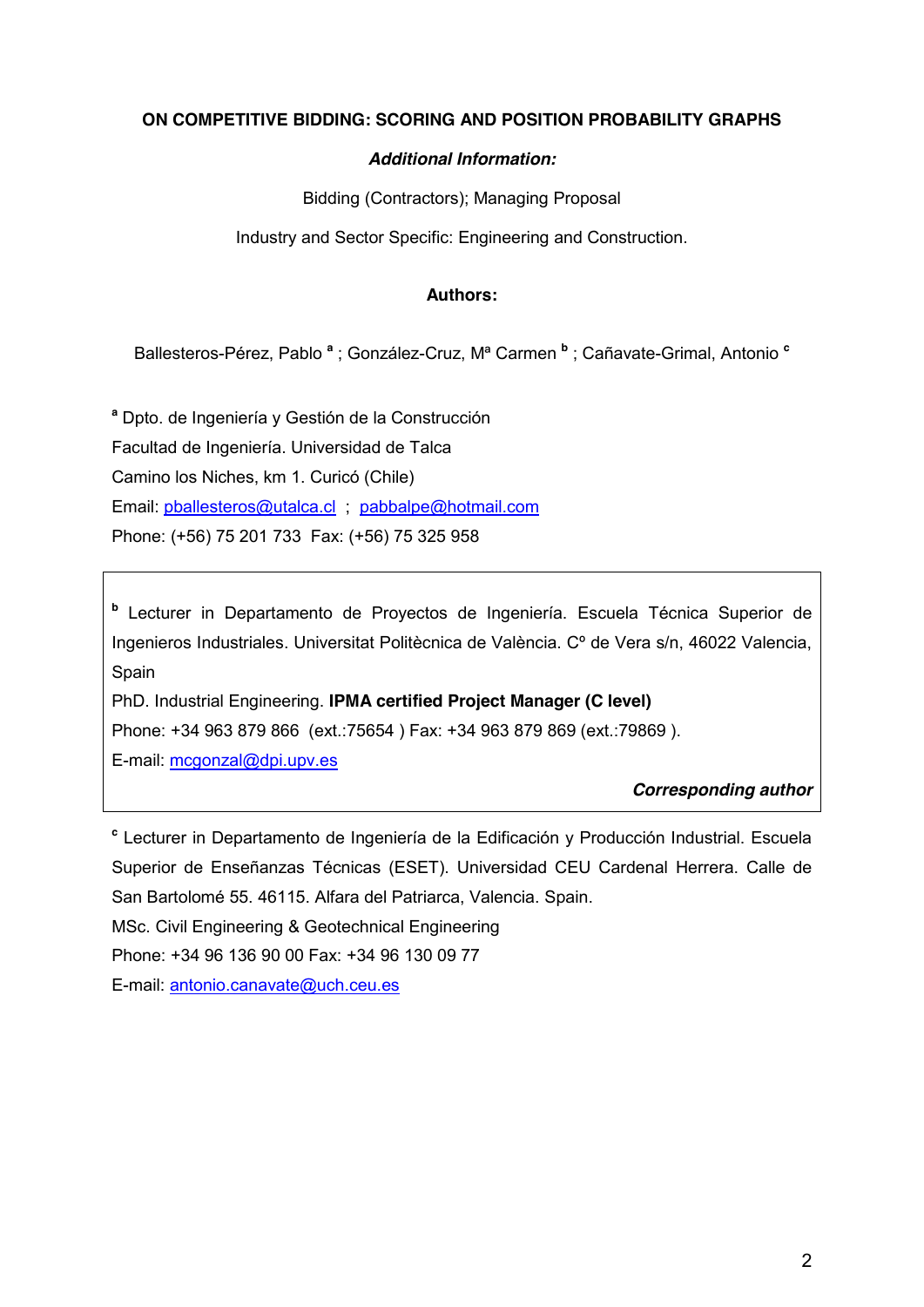**ON COMPETITIVE BIDDING: SCORING AND POSITION PROBABILITY GRAPHS**

***Additional Information:***

Bidding (Contractors); Managing Proposal

Industry and Sector Specific: Engineering and Construction.

**Authors:**

Ballesteros-Pérez, Pablo [a] ; González-Cruz, Mª Carmen [b] ; Cañavate-Grimal, Antonio [c]

[a] Dpto. de Ingeniería y Gestión de la Construcción
Facultad de Ingeniería. Universidad de Talca
Camino los Niches, km 1. Curicó (Chile)
Email: pballesteros@utalca.cl ; pabbalpe@hotmail.com
Phone: (+56) 75 201 733 Fax: (+56) 75 325 958

[b] Lecturer in Departamento de Proyectos de Ingeniería. Escuela Técnica Superior de Ingenieros Industriales. Universitat Politècnica de València. Cº de Vera s/n, 46022 Valencia, Spain
PhD. Industrial Engineering. **IPMA certified Project Manager (C level)**
Phone: +34 963 879 866 (ext.:75654 ) Fax: +34 963 879 869 (ext.:79869 ).
E-mail: mcgonzal@dpi.upv.es

***Corresponding author***

[c] Lecturer in Departamento de Ingeniería de la Edificación y Producción Industrial. Escuela Superior de Enseñanzas Técnicas (ESET). Universidad CEU Cardenal Herrera. Calle de San Bartolomé 55. 46115. Alfara del Patriarca, Valencia. Spain.
MSc. Civil Engineering & Geotechnical Engineering
Phone: +34 96 136 90 00 Fax: +34 96 130 09 77
E-mail: antonio.canavate@uch.ceu.es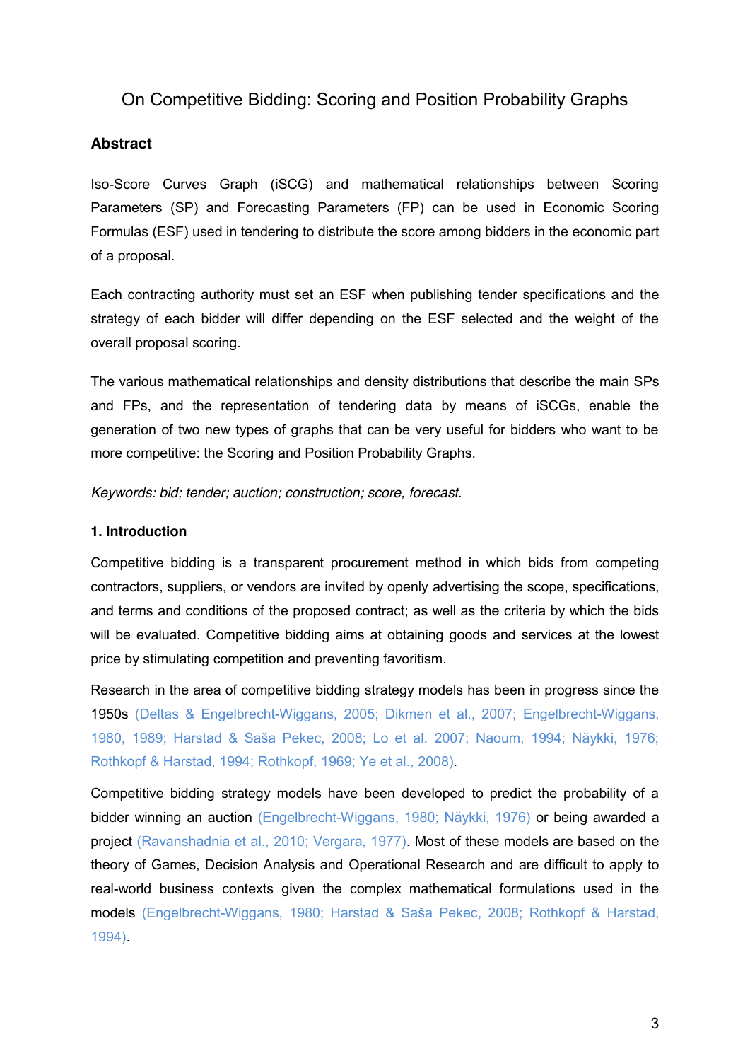# On Competitive Bidding: Scoring and Position Probability Graphs

**Abstract**

Iso-Score Curves Graph (iSCG) and mathematical relationships between Scoring Parameters (SP) and Forecasting Parameters (FP) can be used in Economic Scoring Formulas (ESF) used in tendering to distribute the score among bidders in the economic part of a proposal.

Each contracting authority must set an ESF when publishing tender specifications and the strategy of each bidder will differ depending on the ESF selected and the weight of the overall proposal scoring.

The various mathematical relationships and density distributions that describe the main SPs and FPs, and the representation of tendering data by means of iSCGs, enable the generation of two new types of graphs that can be very useful for bidders who want to be more competitive: the Scoring and Position Probability Graphs.

*Keywords: bid; tender; auction; construction; score, forecast.*

## 1. Introduction

Competitive bidding is a transparent procurement method in which bids from competing contractors, suppliers, or vendors are invited by openly advertising the scope, specifications, and terms and conditions of the proposed contract; as well as the criteria by which the bids will be evaluated. Competitive bidding aims at obtaining goods and services at the lowest price by stimulating competition and preventing favoritism.

Research in the area of competitive bidding strategy models has been in progress since the 1950s (Deltas & Engelbrecht-Wiggans, 2005; Dikmen et al., 2007; Engelbrecht-Wiggans, 1980, 1989; Harstad & Saša Pekec, 2008; Lo et al. 2007; Naoum, 1994; Näykki, 1976; Rothkopf & Harstad, 1994; Rothkopf, 1969; Ye et al., 2008).

Competitive bidding strategy models have been developed to predict the probability of a bidder winning an auction (Engelbrecht-Wiggans, 1980; Näykki, 1976) or being awarded a project (Ravanshadnia et al., 2010; Vergara, 1977). Most of these models are based on the theory of Games, Decision Analysis and Operational Research and are difficult to apply to real-world business contexts given the complex mathematical formulations used in the models (Engelbrecht-Wiggans, 1980; Harstad & Saša Pekec, 2008; Rothkopf & Harstad, 1994).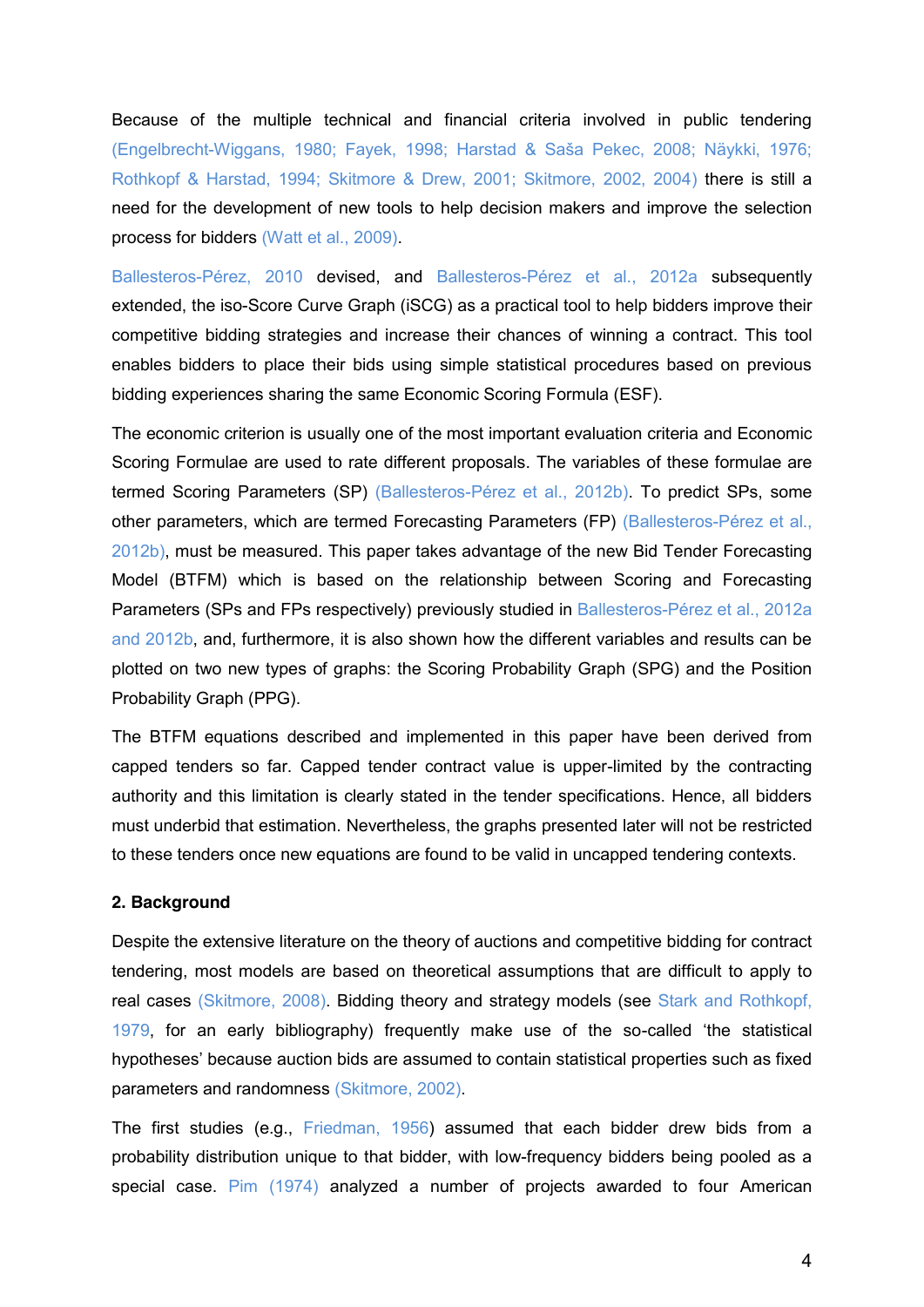Because of the multiple technical and financial criteria involved in public tendering (Engelbrecht-Wiggans, 1980; Fayek, 1998; Harstad & Saša Pekec, 2008; Näykki, 1976; Rothkopf & Harstad, 1994; Skitmore & Drew, 2001; Skitmore, 2002, 2004) there is still a need for the development of new tools to help decision makers and improve the selection process for bidders (Watt et al., 2009).

Ballesteros-Pérez, 2010 devised, and Ballesteros-Pérez et al., 2012a subsequently extended, the iso-Score Curve Graph (iSCG) as a practical tool to help bidders improve their competitive bidding strategies and increase their chances of winning a contract. This tool enables bidders to place their bids using simple statistical procedures based on previous bidding experiences sharing the same Economic Scoring Formula (ESF).

The economic criterion is usually one of the most important evaluation criteria and Economic Scoring Formulae are used to rate different proposals. The variables of these formulae are termed Scoring Parameters (SP) (Ballesteros-Pérez et al., 2012b). To predict SPs, some other parameters, which are termed Forecasting Parameters (FP) (Ballesteros-Pérez et al., 2012b), must be measured. This paper takes advantage of the new Bid Tender Forecasting Model (BTFM) which is based on the relationship between Scoring and Forecasting Parameters (SPs and FPs respectively) previously studied in Ballesteros-Pérez et al., 2012a and 2012b, and, furthermore, it is also shown how the different variables and results can be plotted on two new types of graphs: the Scoring Probability Graph (SPG) and the Position Probability Graph (PPG).

The BTFM equations described and implemented in this paper have been derived from capped tenders so far. Capped tender contract value is upper-limited by the contracting authority and this limitation is clearly stated in the tender specifications. Hence, all bidders must underbid that estimation. Nevertheless, the graphs presented later will not be restricted to these tenders once new equations are found to be valid in uncapped tendering contexts.

## 2. Background

Despite the extensive literature on the theory of auctions and competitive bidding for contract tendering, most models are based on theoretical assumptions that are difficult to apply to real cases (Skitmore, 2008). Bidding theory and strategy models (see Stark and Rothkopf, 1979, for an early bibliography) frequently make use of the so-called 'the statistical hypotheses' because auction bids are assumed to contain statistical properties such as fixed parameters and randomness (Skitmore, 2002).

The first studies (e.g., Friedman, 1956) assumed that each bidder drew bids from a probability distribution unique to that bidder, with low-frequency bidders being pooled as a special case. Pim (1974) analyzed a number of projects awarded to four American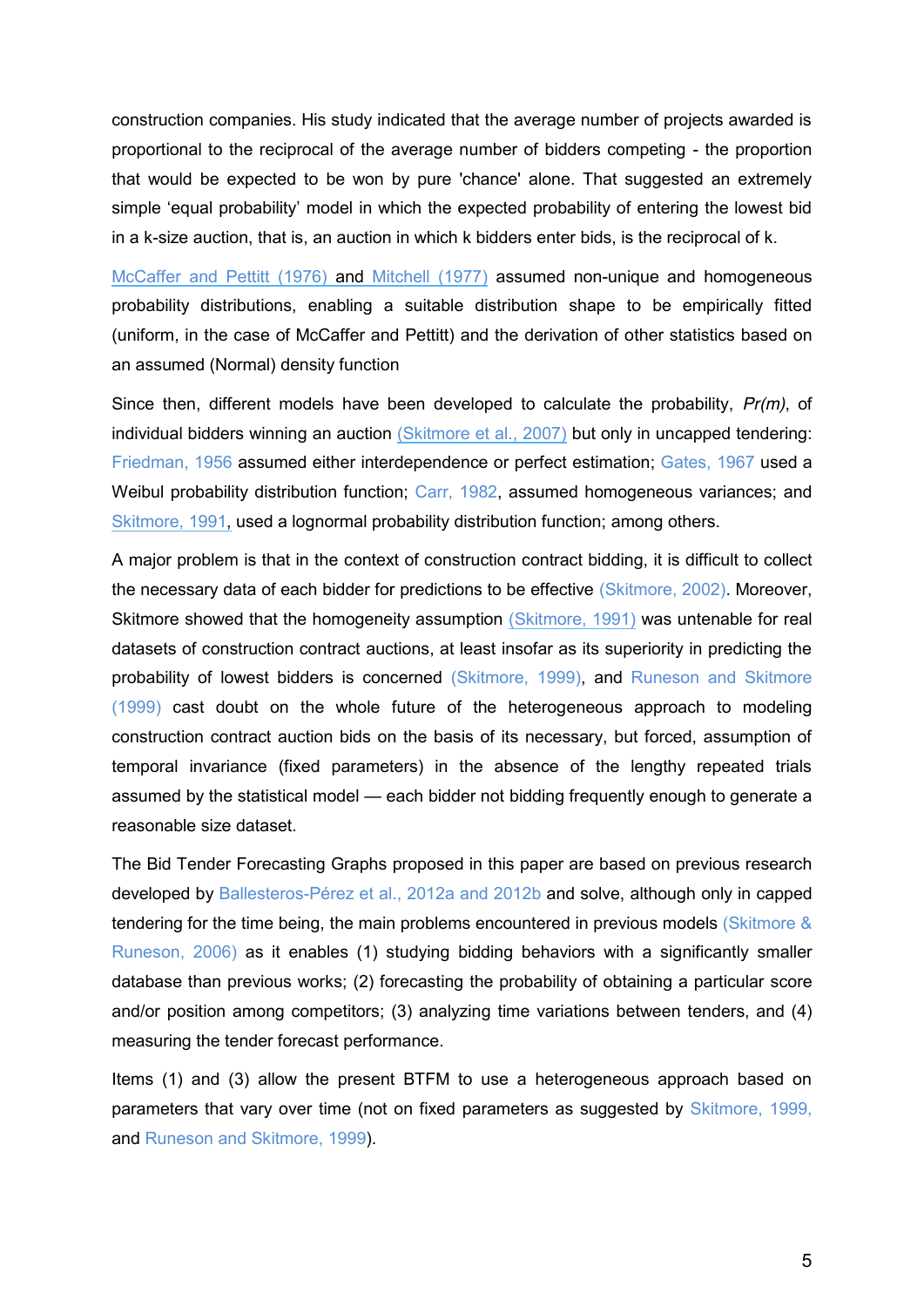construction companies. His study indicated that the average number of projects awarded is proportional to the reciprocal of the average number of bidders competing - the proportion that would be expected to be won by pure 'chance' alone. That suggested an extremely simple 'equal probability' model in which the expected probability of entering the lowest bid in a k-size auction, that is, an auction in which k bidders enter bids, is the reciprocal of k.

McCaffer and Pettitt (1976) and Mitchell (1977) assumed non-unique and homogeneous probability distributions, enabling a suitable distribution shape to be empirically fitted (uniform, in the case of McCaffer and Pettitt) and the derivation of other statistics based on an assumed (Normal) density function

Since then, different models have been developed to calculate the probability, *Pr(m)*, of individual bidders winning an auction (Skitmore et al., 2007) but only in uncapped tendering: Friedman, 1956 assumed either interdependence or perfect estimation; Gates, 1967 used a Weibul probability distribution function; Carr, 1982, assumed homogeneous variances; and Skitmore, 1991, used a lognormal probability distribution function; among others.

A major problem is that in the context of construction contract bidding, it is difficult to collect the necessary data of each bidder for predictions to be effective (Skitmore, 2002). Moreover, Skitmore showed that the homogeneity assumption (Skitmore, 1991) was untenable for real datasets of construction contract auctions, at least insofar as its superiority in predicting the probability of lowest bidders is concerned (Skitmore, 1999), and Runeson and Skitmore (1999) cast doubt on the whole future of the heterogeneous approach to modeling construction contract auction bids on the basis of its necessary, but forced, assumption of temporal invariance (fixed parameters) in the absence of the lengthy repeated trials assumed by the statistical model — each bidder not bidding frequently enough to generate a reasonable size dataset.

The Bid Tender Forecasting Graphs proposed in this paper are based on previous research developed by Ballesteros-Pérez et al., 2012a and 2012b and solve, although only in capped tendering for the time being, the main problems encountered in previous models (Skitmore & Runeson, 2006) as it enables (1) studying bidding behaviors with a significantly smaller database than previous works; (2) forecasting the probability of obtaining a particular score and/or position among competitors; (3) analyzing time variations between tenders, and (4) measuring the tender forecast performance.

Items (1) and (3) allow the present BTFM to use a heterogeneous approach based on parameters that vary over time (not on fixed parameters as suggested by Skitmore, 1999, and Runeson and Skitmore, 1999).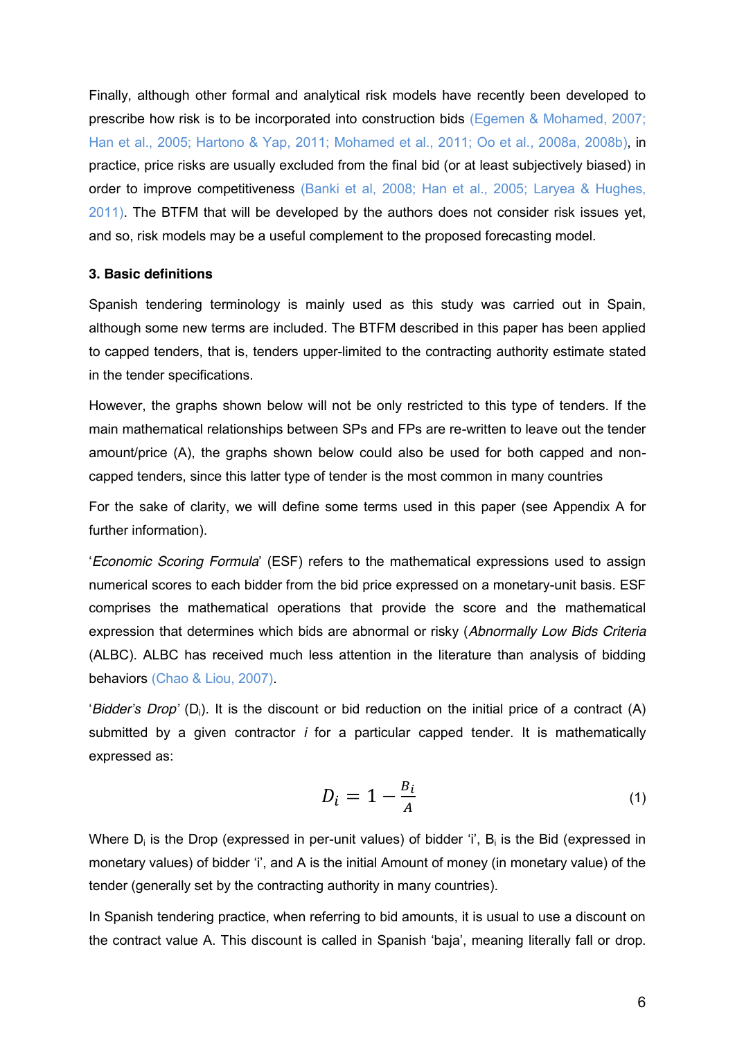Finally, although other formal and analytical risk models have recently been developed to prescribe how risk is to be incorporated into construction bids (Egemen & Mohamed, 2007; Han et al., 2005; Hartono & Yap, 2011; Mohamed et al., 2011; Oo et al., 2008a, 2008b), in practice, price risks are usually excluded from the final bid (or at least subjectively biased) in order to improve competitiveness (Banki et al, 2008; Han et al., 2005; Laryea & Hughes, 2011). The BTFM that will be developed by the authors does not consider risk issues yet, and so, risk models may be a useful complement to the proposed forecasting model.

### 3. Basic definitions

Spanish tendering terminology is mainly used as this study was carried out in Spain, although some new terms are included. The BTFM described in this paper has been applied to capped tenders, that is, tenders upper-limited to the contracting authority estimate stated in the tender specifications.

However, the graphs shown below will not be only restricted to this type of tenders. If the main mathematical relationships between SPs and FPs are re-written to leave out the tender amount/price (A), the graphs shown below could also be used for both capped and non-capped tenders, since this latter type of tender is the most common in many countries

For the sake of clarity, we will define some terms used in this paper (see Appendix A for further information).

'*Economic Scoring Formula*' (ESF) refers to the mathematical expressions used to assign numerical scores to each bidder from the bid price expressed on a monetary-unit basis. ESF comprises the mathematical operations that provide the score and the mathematical expression that determines which bids are abnormal or risky (*Abnormally Low Bids Criteria* (ALBC). ALBC has received much less attention in the literature than analysis of bidding behaviors (Chao & Liou, 2007).

'*Bidder's Drop*' ($D_i$). It is the discount or bid reduction on the initial price of a contract (A) submitted by a given contractor *i* for a particular capped tender. It is mathematically expressed as:

$$D_i = 1 - \frac{B_i}{A} \tag{1}$$

Where $D_i$ is the Drop (expressed in per-unit values) of bidder 'i', $B_i$ is the Bid (expressed in monetary values) of bidder 'i', and A is the initial Amount of money (in monetary value) of the tender (generally set by the contracting authority in many countries).

In Spanish tendering practice, when referring to bid amounts, it is usual to use a discount on the contract value A. This discount is called in Spanish 'baja', meaning literally fall or drop.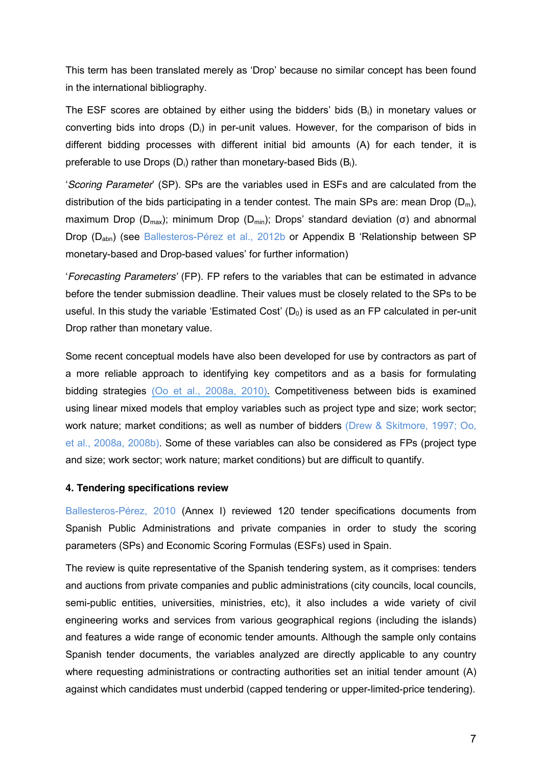This term has been translated merely as 'Drop' because no similar concept has been found in the international bibliography.

The ESF scores are obtained by either using the bidders' bids ($B_i$) in monetary values or converting bids into drops ($D_i$) in per-unit values. However, for the comparison of bids in different bidding processes with different initial bid amounts (A) for each tender, it is preferable to use Drops ($D_i$) rather than monetary-based Bids ($B_i$).

'*Scoring Parameter*' (SP). SPs are the variables used in ESFs and are calculated from the distribution of the bids participating in a tender contest. The main SPs are: mean Drop ($D_m$), maximum Drop ($D_{max}$); minimum Drop ($D_{min}$); Drops' standard deviation ($\sigma$) and abnormal Drop ($D_{abn}$) (see Ballesteros-Pérez et al., 2012b or Appendix B 'Relationship between SP monetary-based and Drop-based values' for further information)

'*Forecasting Parameters'* (FP). FP refers to the variables that can be estimated in advance before the tender submission deadline. Their values must be closely related to the SPs to be useful. In this study the variable 'Estimated Cost' ($D_0$) is used as an FP calculated in per-unit Drop rather than monetary value.

Some recent conceptual models have also been developed for use by contractors as part of a more reliable approach to identifying key competitors and as a basis for formulating bidding strategies (Oo et al., 2008a, 2010). Competitiveness between bids is examined using linear mixed models that employ variables such as project type and size; work sector; work nature; market conditions; as well as number of bidders (Drew & Skitmore, 1997; Oo, et al., 2008a, 2008b). Some of these variables can also be considered as FPs (project type and size; work sector; work nature; market conditions) but are difficult to quantify.

## 4. Tendering specifications review

Ballesteros-Pérez, 2010 (Annex I) reviewed 120 tender specifications documents from Spanish Public Administrations and private companies in order to study the scoring parameters (SPs) and Economic Scoring Formulas (ESFs) used in Spain.

The review is quite representative of the Spanish tendering system, as it comprises: tenders and auctions from private companies and public administrations (city councils, local councils, semi-public entities, universities, ministries, etc), it also includes a wide variety of civil engineering works and services from various geographical regions (including the islands) and features a wide range of economic tender amounts. Although the sample only contains Spanish tender documents, the variables analyzed are directly applicable to any country where requesting administrations or contracting authorities set an initial tender amount (A) against which candidates must underbid (capped tendering or upper-limited-price tendering).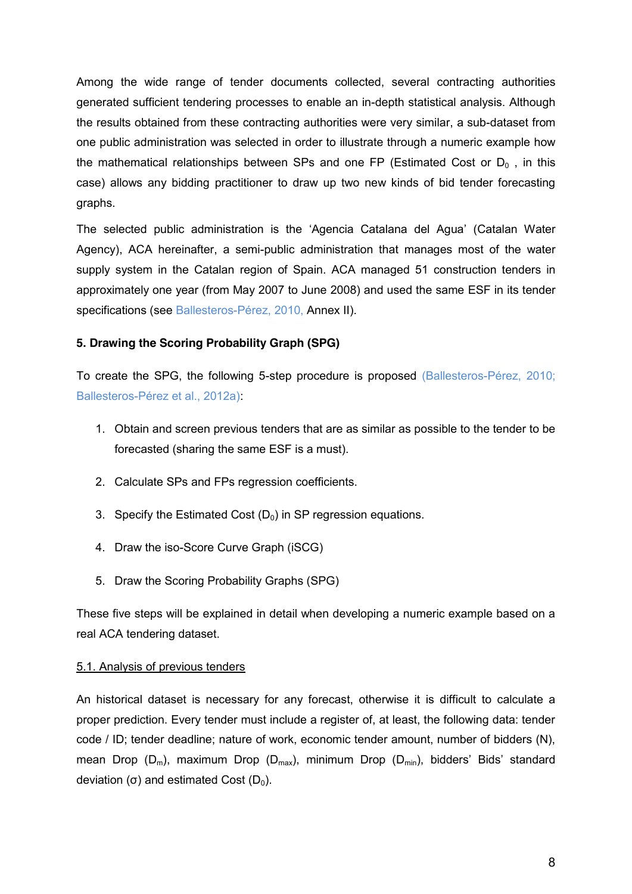Among the wide range of tender documents collected, several contracting authorities generated sufficient tendering processes to enable an in-depth statistical analysis. Although the results obtained from these contracting authorities were very similar, a sub-dataset from one public administration was selected in order to illustrate through a numeric example how the mathematical relationships between SPs and one FP (Estimated Cost or $D_0$ , in this case) allows any bidding practitioner to draw up two new kinds of bid tender forecasting graphs.

The selected public administration is the 'Agencia Catalana del Agua' (Catalan Water Agency), ACA hereinafter, a semi-public administration that manages most of the water supply system in the Catalan region of Spain. ACA managed 51 construction tenders in approximately one year (from May 2007 to June 2008) and used the same ESF in its tender specifications (see Ballesteros-Pérez, 2010, Annex II).

## 5. Drawing the Scoring Probability Graph (SPG)

To create the SPG, the following 5-step procedure is proposed (Ballesteros-Pérez, 2010; Ballesteros-Pérez et al., 2012a):

1. Obtain and screen previous tenders that are as similar as possible to the tender to be forecasted (sharing the same ESF is a must).
2. Calculate SPs and FPs regression coefficients.
3. Specify the Estimated Cost ($D_0$) in SP regression equations.
4. Draw the iso-Score Curve Graph (iSCG)
5. Draw the Scoring Probability Graphs (SPG)

These five steps will be explained in detail when developing a numeric example based on a real ACA tendering dataset.

### 5.1. Analysis of previous tenders

An historical dataset is necessary for any forecast, otherwise it is difficult to calculate a proper prediction. Every tender must include a register of, at least, the following data: tender code / ID; tender deadline; nature of work, economic tender amount, number of bidders (N), mean Drop ($D_m$), maximum Drop ($D_{max}$), minimum Drop ($D_{min}$), bidders' Bids' standard deviation ($\sigma$) and estimated Cost ($D_0$).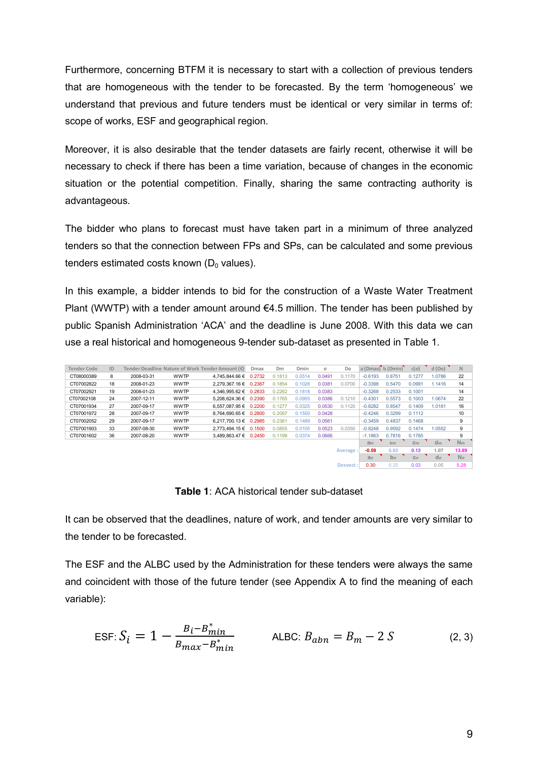Furthermore, concerning BTFM it is necessary to start with a collection of previous tenders that are homogeneous with the tender to be forecasted. By the term 'homogeneous' we understand that previous and future tenders must be identical or very similar in terms of: scope of works, ESF and geographical region.

Moreover, it is also desirable that the tender datasets are fairly recent, otherwise it will be necessary to check if there has been a time variation, because of changes in the economic situation or the potential competition. Finally, sharing the same contracting authority is advantageous.

The bidder who plans to forecast must have taken part in a minimum of three analyzed tenders so that the connection between FPs and SPs, can be calculated and some previous tenders estimated costs known ($D_0$ values).

In this example, a bidder intends to bid for the construction of a Waste Water Treatment Plant (WWTP) with a tender amount around €4.5 million. The tender has been published by public Spanish Administration 'ACA' and the deadline is June 2008. With this data we can use a real historical and homogeneous 9-tender sub-dataset as presented in Table 1.

| Tender Code | ID | Tender Deadline | Nature of Work | Tender Amount (€) | Dmax | Dm | Dmin | σ | Do | a (Dmax) | b (Dmin) | c(σ) | d (Do) | N |
|---|---|---|---|---|---|---|---|---|---|---|---|---|---|---|
| CT08000389 | 8 | 2008-03-31 | WWTP | 4,745,844.66 € | 0.2732 | 0.1813 | 0.0514 | 0.0491 | 0.1170 | -0.6193 | 0.8751 | 0.1277 | 1.0786 | 22 |
| CT07002822 | 18 | 2008-01-23 | WWTP | 2,279,367.16 € | 0.2367 | 0.1854 | 0.1028 | 0.0381 | 0.0700 | -0.3398 | 0.5470 | 0.0991 | 1.1416 | 14 |
| CT07002921 | 19 | 2008-01-23 | WWTP | 4,346,995.62 € | 0.2833 | 0.2262 | 0.1818 | 0.0383 | | -0.3268 | 0.2533 | 0.1001 | | 14 |
| CT07002108 | 24 | 2007-12-11 | WWTP | 5,208,624.36 € | 0.2390 | 0.1765 | 0.0955 | 0.0386 | 0.1210 | -0.4301 | 0.5573 | 0.1003 | 1.0674 | 22 |
| CT07001934 | 27 | 2007-09-17 | WWTP | 6,557,087.95 € | 0.2200 | 0.1277 | 0.0325 | 0.0530 | 0.1120 | -0.8282 | 0.8547 | 0.1409 | 1.0181 | 16 |
| CT07001972 | 28 | 2007-09-17 | WWTP | 8,764,690.65 € | 0.2800 | 0.2097 | 0.1550 | 0.0428 | | -0.4246 | 0.3299 | 0.1112 | | 10 |
| CT07002052 | 29 | 2007-09-17 | WWTP | 6,217,700.13 € | 0.2985 | 0.2361 | 0.1489 | 0.0561 | | -0.3459 | 0.4837 | 0.1468 | | 9 |
| CT07001903 | 33 | 2007-08-30 | WWTP | 2,773,494.15 € | 0.1500 | 0.0855 | 0.0105 | 0.0523 | 0.0350 | -0.8248 | 0.9592 | 0.1474 | 1.0552 | 9 |
| CT07001602 | 36 | 2007-08-20 | WWTP | 3,489,863.47 € | 0.2450 | 0.1199 | 0.0374 | 0.0666 | | -1.1863 | 0.7816 | 0.1785 | | 9 |
| | | | | | | | | | | am | bm | cm | dm | Nm |
| | | | | | | | | | Average : | -0.59 | 0.63 | 0.13 | 1.07 | 13.89 |
| | | | | | | | | | | aσ | bσ | cσ | dσ | Nσ |
| | | | | | | | | | Desvest : | 0.30 | 0.25 | 0.03 | 0.05 | 5.28 |

**Table 1**: ACA historical tender sub-dataset

It can be observed that the deadlines, nature of work, and tender amounts are very similar to the tender to be forecasted.

The ESF and the ALBC used by the Administration for these tenders were always the same and coincident with those of the future tender (see Appendix A to find the meaning of each variable):

$$\text{ESF: } S_i = 1 - \frac{B_i - B^*_{min}}{B_{max} - B^*_{min}} \qquad \text{ALBC: } B_{abn} = B_m - 2\,S \qquad (2, 3)$$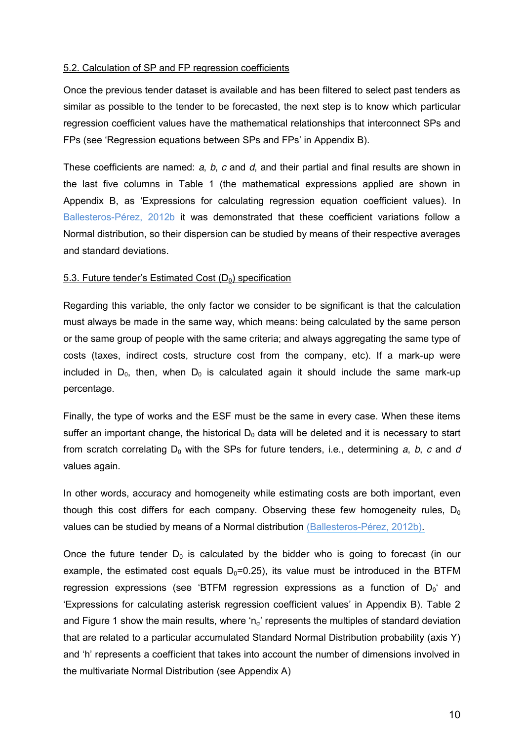### 5.2. Calculation of SP and FP regression coefficients

Once the previous tender dataset is available and has been filtered to select past tenders as similar as possible to the tender to be forecasted, the next step is to know which particular regression coefficient values have the mathematical relationships that interconnect SPs and FPs (see 'Regression equations between SPs and FPs' in Appendix B).

These coefficients are named: *a*, *b*, *c* and *d*, and their partial and final results are shown in the last five columns in Table 1 (the mathematical expressions applied are shown in Appendix B, as 'Expressions for calculating regression equation coefficient values). In Ballesteros-Pérez, 2012b it was demonstrated that these coefficient variations follow a Normal distribution, so their dispersion can be studied by means of their respective averages and standard deviations.

### 5.3. Future tender's Estimated Cost ($D_0$) specification

Regarding this variable, the only factor we consider to be significant is that the calculation must always be made in the same way, which means: being calculated by the same person or the same group of people with the same criteria; and always aggregating the same type of costs (taxes, indirect costs, structure cost from the company, etc). If a mark-up were included in $D_0$, then, when $D_0$ is calculated again it should include the same mark-up percentage.

Finally, the type of works and the ESF must be the same in every case. When these items suffer an important change, the historical $D_0$ data will be deleted and it is necessary to start from scratch correlating $D_0$ with the SPs for future tenders, i.e., determining *a*, *b*, *c* and *d* values again.

In other words, accuracy and homogeneity while estimating costs are both important, even though this cost differs for each company. Observing these few homogeneity rules, $D_0$ values can be studied by means of a Normal distribution (Ballesteros-Pérez, 2012b).

Once the future tender $D_0$ is calculated by the bidder who is going to forecast (in our example, the estimated cost equals $D_0$=0.25), its value must be introduced in the BTFM regression expressions (see 'BTFM regression expressions as a function of $D_0$' and 'Expressions for calculating asterisk regression coefficient values' in Appendix B). Table 2 and Figure 1 show the main results, where '$n_\sigma$' represents the multiples of standard deviation that are related to a particular accumulated Standard Normal Distribution probability (axis Y) and 'h' represents a coefficient that takes into account the number of dimensions involved in the multivariate Normal Distribution (see Appendix A)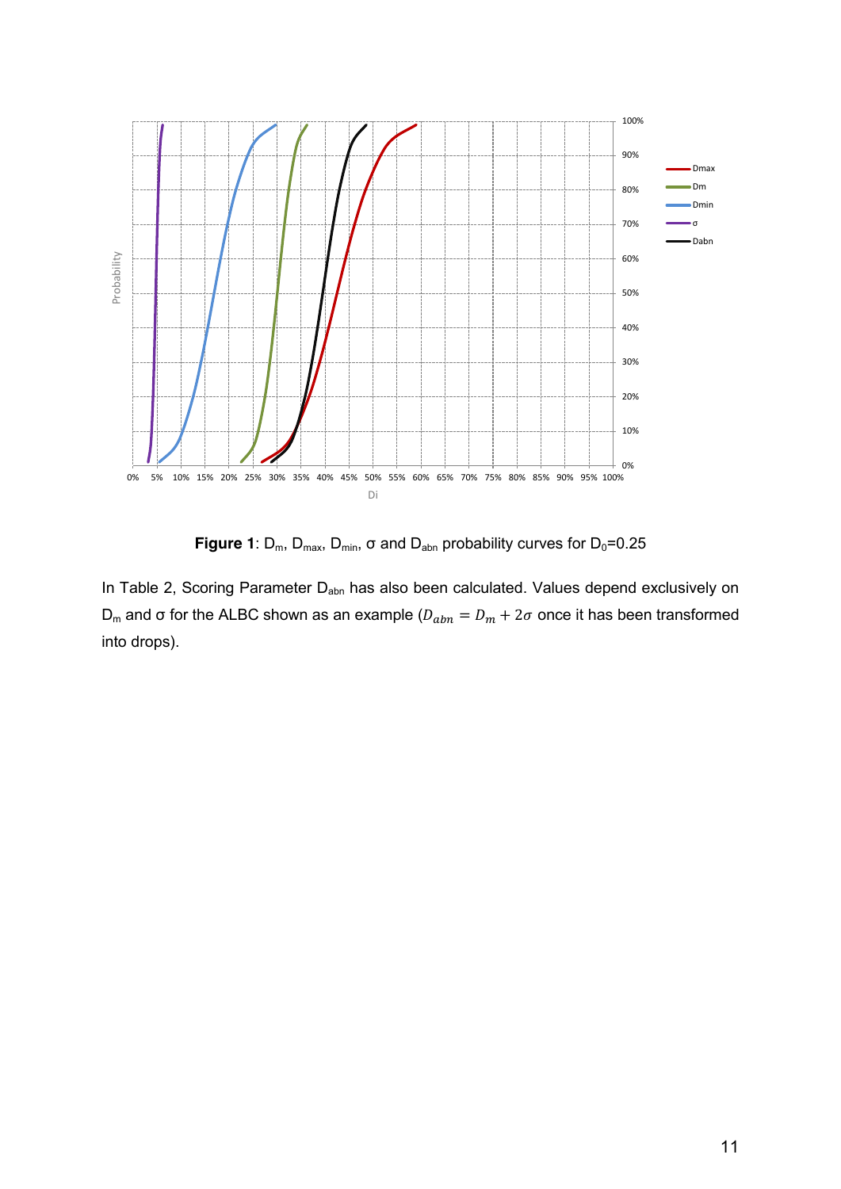**Figure 1**: $D_m$, $D_{max}$, $D_{min}$, σ and $D_{abn}$ probability curves for $D_0$=0.25

In Table 2, Scoring Parameter $D_{abn}$ has also been calculated. Values depend exclusively on $D_m$ and σ for the ALBC shown as an example ($D_{abn} = D_m + 2\sigma$ once it has been transformed into drops).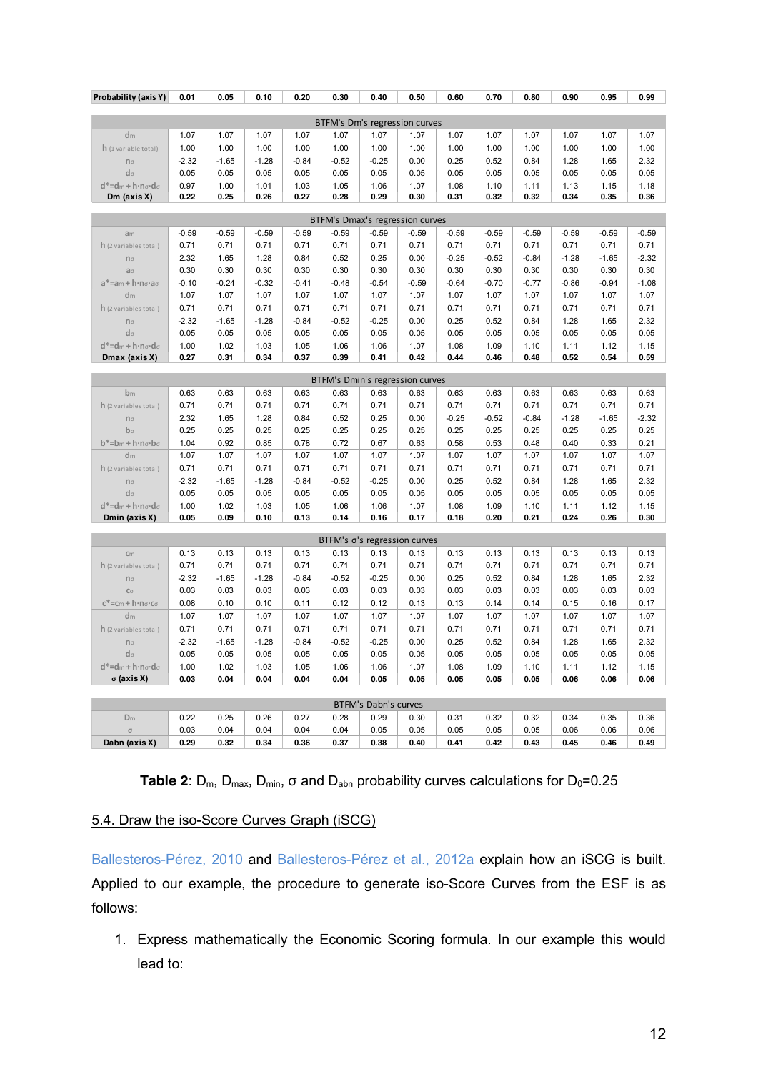| Probability (axis Y) | 0.01 | 0.05 | 0.10 | 0.20 | 0.30 | 0.40 | 0.50 | 0.60 | 0.70 | 0.80 | 0.90 | 0.95 | 0.99 |
|---|---|---|---|---|---|---|---|---|---|---|---|---|---|
| **BTFM's Dm's regression curves** | | | | | | | | | | | | | |
| $d_m$ | 1.07 | 1.07 | 1.07 | 1.07 | 1.07 | 1.07 | 1.07 | 1.07 | 1.07 | 1.07 | 1.07 | 1.07 | 1.07 |
| h (1 variable total) | 1.00 | 1.00 | 1.00 | 1.00 | 1.00 | 1.00 | 1.00 | 1.00 | 1.00 | 1.00 | 1.00 | 1.00 | 1.00 |
| $n_\sigma$ | -2.32 | -1.65 | -1.28 | -0.84 | -0.52 | -0.25 | 0.00 | 0.25 | 0.52 | 0.84 | 1.28 | 1.65 | 2.32 |
| $d_\sigma$ | 0.05 | 0.05 | 0.05 | 0.05 | 0.05 | 0.05 | 0.05 | 0.05 | 0.05 | 0.05 | 0.05 | 0.05 | 0.05 |
| $d^*=d_m+h\cdot n_\sigma\cdot d_\sigma$ | 0.97 | 1.00 | 1.01 | 1.03 | 1.05 | 1.06 | 1.07 | 1.08 | 1.10 | 1.11 | 1.13 | 1.15 | 1.18 |
| **Dm (axis X)** | **0.22** | **0.25** | **0.26** | **0.27** | **0.28** | **0.29** | **0.30** | **0.31** | **0.32** | **0.32** | **0.34** | **0.35** | **0.36** |
| **BTFM's Dmax's regression curves** | | | | | | | | | | | | | |
| $a_m$ | -0.59 | -0.59 | -0.59 | -0.59 | -0.59 | -0.59 | -0.59 | -0.59 | -0.59 | -0.59 | -0.59 | -0.59 | -0.59 |
| h (2 variables total) | 0.71 | 0.71 | 0.71 | 0.71 | 0.71 | 0.71 | 0.71 | 0.71 | 0.71 | 0.71 | 0.71 | 0.71 | 0.71 |
| $n_\sigma$ | 2.32 | 1.65 | 1.28 | 0.84 | 0.52 | 0.25 | 0.00 | -0.25 | -0.52 | -0.84 | -1.28 | -1.65 | -2.32 |
| $a_\sigma$ | 0.30 | 0.30 | 0.30 | 0.30 | 0.30 | 0.30 | 0.30 | 0.30 | 0.30 | 0.30 | 0.30 | 0.30 | 0.30 |
| $a^*=a_m+h\cdot n_\sigma\cdot a_\sigma$ | -0.10 | -0.24 | -0.32 | -0.41 | -0.48 | -0.54 | -0.59 | -0.64 | -0.70 | -0.77 | -0.86 | -0.94 | -1.08 |
| $d_m$ | 1.07 | 1.07 | 1.07 | 1.07 | 1.07 | 1.07 | 1.07 | 1.07 | 1.07 | 1.07 | 1.07 | 1.07 | 1.07 |
| h (2 variables total) | 0.71 | 0.71 | 0.71 | 0.71 | 0.71 | 0.71 | 0.71 | 0.71 | 0.71 | 0.71 | 0.71 | 0.71 | 0.71 |
| $n_\sigma$ | -2.32 | -1.65 | -1.28 | -0.84 | -0.52 | -0.25 | 0.00 | 0.25 | 0.52 | 0.84 | 1.28 | 1.65 | 2.32 |
| $d_\sigma$ | 0.05 | 0.05 | 0.05 | 0.05 | 0.05 | 0.05 | 0.05 | 0.05 | 0.05 | 0.05 | 0.05 | 0.05 | 0.05 |
| $d^*=d_m+h\cdot n_\sigma\cdot d_\sigma$ | 1.00 | 1.02 | 1.03 | 1.05 | 1.06 | 1.06 | 1.07 | 1.08 | 1.09 | 1.10 | 1.11 | 1.12 | 1.15 |
| **Dmax (axis X)** | **0.27** | **0.31** | **0.34** | **0.37** | **0.39** | **0.41** | **0.42** | **0.44** | **0.46** | **0.48** | **0.52** | **0.54** | **0.59** |
| **BTFM's Dmin's regression curves** | | | | | | | | | | | | | |
| $b_m$ | 0.63 | 0.63 | 0.63 | 0.63 | 0.63 | 0.63 | 0.63 | 0.63 | 0.63 | 0.63 | 0.63 | 0.63 | 0.63 |
| h (2 variables total) | 0.71 | 0.71 | 0.71 | 0.71 | 0.71 | 0.71 | 0.71 | 0.71 | 0.71 | 0.71 | 0.71 | 0.71 | 0.71 |
| $n_\sigma$ | 2.32 | 1.65 | 1.28 | 0.84 | 0.52 | 0.25 | 0.00 | -0.25 | -0.52 | -0.84 | -1.28 | -1.65 | -2.32 |
| $b_\sigma$ | 0.25 | 0.25 | 0.25 | 0.25 | 0.25 | 0.25 | 0.25 | 0.25 | 0.25 | 0.25 | 0.25 | 0.25 | 0.25 |
| $b^*=b_m+h\cdot n_\sigma\cdot b_\sigma$ | 1.04 | 0.92 | 0.85 | 0.78 | 0.72 | 0.67 | 0.63 | 0.58 | 0.53 | 0.48 | 0.40 | 0.33 | 0.21 |
| $d_m$ | 1.07 | 1.07 | 1.07 | 1.07 | 1.07 | 1.07 | 1.07 | 1.07 | 1.07 | 1.07 | 1.07 | 1.07 | 1.07 |
| h (2 variables total) | 0.71 | 0.71 | 0.71 | 0.71 | 0.71 | 0.71 | 0.71 | 0.71 | 0.71 | 0.71 | 0.71 | 0.71 | 0.71 |
| $n_\sigma$ | -2.32 | -1.65 | -1.28 | -0.84 | -0.52 | -0.25 | 0.00 | 0.25 | 0.52 | 0.84 | 1.28 | 1.65 | 2.32 |
| $d_\sigma$ | 0.05 | 0.05 | 0.05 | 0.05 | 0.05 | 0.05 | 0.05 | 0.05 | 0.05 | 0.05 | 0.05 | 0.05 | 0.05 |
| $d^*=d_m+h\cdot n_\sigma\cdot d_\sigma$ | 1.00 | 1.02 | 1.03 | 1.05 | 1.06 | 1.06 | 1.07 | 1.08 | 1.09 | 1.10 | 1.11 | 1.12 | 1.15 |
| **Dmin (axis X)** | **0.05** | **0.09** | **0.10** | **0.13** | **0.14** | **0.16** | **0.17** | **0.18** | **0.20** | **0.21** | **0.24** | **0.26** | **0.30** |
| **BTFM's σ's regression curves** | | | | | | | | | | | | | |
| $c_m$ | 0.13 | 0.13 | 0.13 | 0.13 | 0.13 | 0.13 | 0.13 | 0.13 | 0.13 | 0.13 | 0.13 | 0.13 | 0.13 |
| h (2 variables total) | 0.71 | 0.71 | 0.71 | 0.71 | 0.71 | 0.71 | 0.71 | 0.71 | 0.71 | 0.71 | 0.71 | 0.71 | 0.71 |
| $n_\sigma$ | -2.32 | -1.65 | -1.28 | -0.84 | -0.52 | -0.25 | 0.00 | 0.25 | 0.52 | 0.84 | 1.28 | 1.65 | 2.32 |
| $c_\sigma$ | 0.03 | 0.03 | 0.03 | 0.03 | 0.03 | 0.03 | 0.03 | 0.03 | 0.03 | 0.03 | 0.03 | 0.03 | 0.03 |
| $c^*=c_m+h\cdot n_\sigma\cdot c_\sigma$ | 0.08 | 0.10 | 0.10 | 0.11 | 0.12 | 0.12 | 0.13 | 0.13 | 0.14 | 0.14 | 0.15 | 0.16 | 0.17 |
| $d_m$ | 1.07 | 1.07 | 1.07 | 1.07 | 1.07 | 1.07 | 1.07 | 1.07 | 1.07 | 1.07 | 1.07 | 1.07 | 1.07 |
| h (2 variables total) | 0.71 | 0.71 | 0.71 | 0.71 | 0.71 | 0.71 | 0.71 | 0.71 | 0.71 | 0.71 | 0.71 | 0.71 | 0.71 |
| $n_\sigma$ | -2.32 | -1.65 | -1.28 | -0.84 | -0.52 | -0.25 | 0.00 | 0.25 | 0.52 | 0.84 | 1.28 | 1.65 | 2.32 |
| $d_\sigma$ | 0.05 | 0.05 | 0.05 | 0.05 | 0.05 | 0.05 | 0.05 | 0.05 | 0.05 | 0.05 | 0.05 | 0.05 | 0.05 |
| $d^*=d_m+h\cdot n_\sigma\cdot d_\sigma$ | 1.00 | 1.02 | 1.03 | 1.05 | 1.06 | 1.06 | 1.07 | 1.08 | 1.09 | 1.10 | 1.11 | 1.12 | 1.15 |
| **σ (axis X)** | **0.03** | **0.04** | **0.04** | **0.04** | **0.04** | **0.04** | **0.05** | **0.05** | **0.05** | **0.05** | **0.06** | **0.06** | **0.06** |
| **BTFM's Dabn's curves** | | | | | | | | | | | | | |
| $D_m$ | 0.22 | 0.25 | 0.26 | 0.27 | 0.28 | 0.29 | 0.30 | 0.31 | 0.32 | 0.32 | 0.34 | 0.35 | 0.36 |
| σ | 0.03 | 0.04 | 0.04 | 0.04 | 0.04 | 0.05 | 0.05 | 0.05 | 0.05 | 0.05 | 0.06 | 0.06 | 0.06 |
| **Dabn (axis X)** | **0.29** | **0.32** | **0.34** | **0.36** | **0.37** | **0.38** | **0.40** | **0.41** | **0.42** | **0.43** | **0.45** | **0.46** | **0.49** |

**Table 2**: $D_m$, $D_{max}$, $D_{min}$, σ and $D_{abn}$ probability curves calculations for $D_0$=0.25

## 5.4. Draw the iso-Score Curves Graph (iSCG)

Ballesteros-Pérez, 2010 and Ballesteros-Pérez et al., 2012a explain how an iSCG is built. Applied to our example, the procedure to generate iso-Score Curves from the ESF is as follows:

1. Express mathematically the Economic Scoring formula. In our example this would lead to: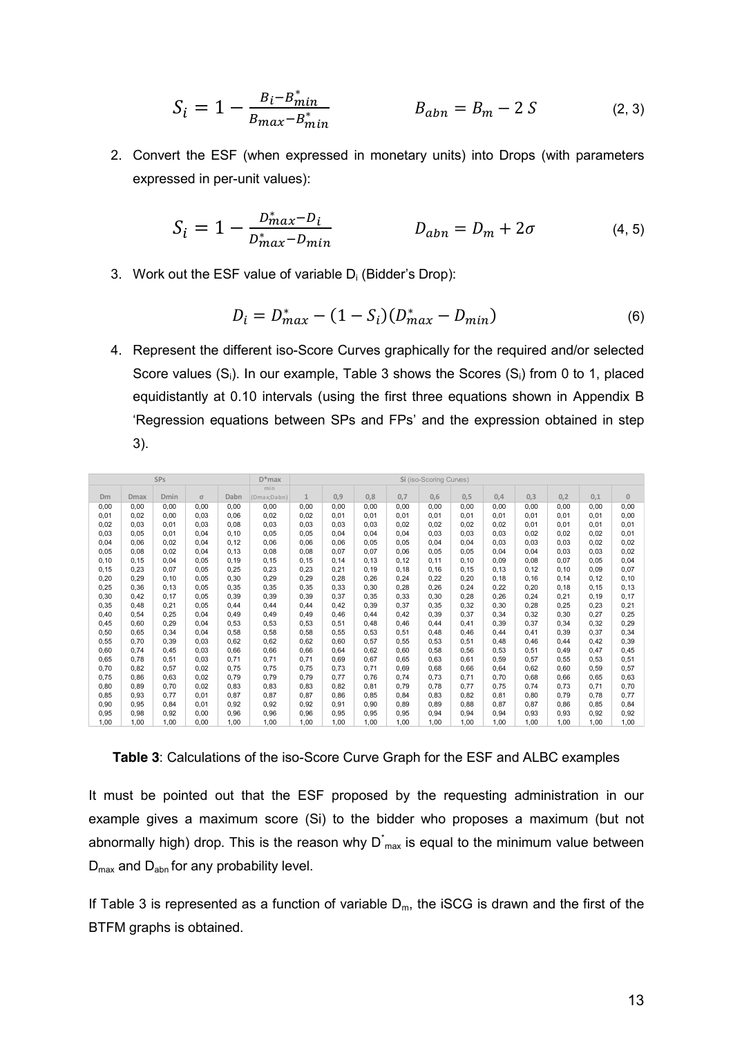$$S_i = 1 - \frac{B_i - B^*_{min}}{B_{max} - B^*_{min}} \qquad\qquad B_{abn} = B_m - 2\,S \qquad (2, 3)$$

2. Convert the ESF (when expressed in monetary units) into Drops (with parameters expressed in per-unit values):

$$S_i = 1 - \frac{D^*_{max} - D_i}{D^*_{max} - D_{min}} \qquad\qquad D_{abn} = D_m + 2\sigma \qquad (4, 5)$$

3. Work out the ESF value of variable $D_i$ (Bidder's Drop):

$$D_i = D^*_{max} - (1 - S_i)(D^*_{max} - D_{min}) \qquad (6)$$

4. Represent the different iso-Score Curves graphically for the required and/or selected Score values ($S_i$). In our example, Table 3 shows the Scores ($S_i$) from 0 to 1, placed equidistantly at 0.10 intervals (using the first three equations shown in Appendix B 'Regression equations between SPs and FPs' and the expression obtained in step 3).

| SPs | | | | | D*max | Si (iso-Scoring Curves) | | | | | | | | | | |
|---|---|---|---|---|---|---|---|---|---|---|---|---|---|---|---|---|
| Dm | Dmax | Dmin | σ | Dabn | min (Dmax;Dabn) | 1 | 0,9 | 0,8 | 0,7 | 0,6 | 0,5 | 0,4 | 0,3 | 0,2 | 0,1 | 0 |
| 0,00 | 0,00 | 0,00 | 0,00 | 0,00 | 0,00 | 0,00 | 0,00 | 0,00 | 0,00 | 0,00 | 0,00 | 0,00 | 0,00 | 0,00 | 0,00 | 0,00 |
| 0,01 | 0,02 | 0,00 | 0,03 | 0,06 | 0,02 | 0,02 | 0,01 | 0,01 | 0,01 | 0,01 | 0,01 | 0,01 | 0,01 | 0,01 | 0,01 | 0,00 |
| 0,02 | 0,03 | 0,01 | 0,03 | 0,08 | 0,03 | 0,03 | 0,03 | 0,03 | 0,02 | 0,02 | 0,02 | 0,02 | 0,01 | 0,01 | 0,01 | 0,01 |
| 0,03 | 0,05 | 0,01 | 0,04 | 0,10 | 0,05 | 0,05 | 0,04 | 0,04 | 0,04 | 0,03 | 0,03 | 0,03 | 0,02 | 0,02 | 0,02 | 0,01 |
| 0,04 | 0,06 | 0,02 | 0,04 | 0,12 | 0,06 | 0,06 | 0,06 | 0,05 | 0,05 | 0,04 | 0,04 | 0,03 | 0,03 | 0,03 | 0,02 | 0,02 |
| 0,05 | 0,08 | 0,02 | 0,04 | 0,13 | 0,08 | 0,08 | 0,07 | 0,07 | 0,06 | 0,05 | 0,05 | 0,04 | 0,04 | 0,03 | 0,03 | 0,02 |
| 0,10 | 0,15 | 0,04 | 0,05 | 0,19 | 0,15 | 0,15 | 0,14 | 0,13 | 0,12 | 0,11 | 0,10 | 0,09 | 0,08 | 0,07 | 0,05 | 0,04 |
| 0,15 | 0,23 | 0,07 | 0,05 | 0,25 | 0,23 | 0,23 | 0,21 | 0,19 | 0,18 | 0,16 | 0,15 | 0,13 | 0,12 | 0,10 | 0,09 | 0,07 |
| 0,20 | 0,29 | 0,10 | 0,05 | 0,30 | 0,29 | 0,29 | 0,28 | 0,26 | 0,24 | 0,22 | 0,20 | 0,18 | 0,16 | 0,14 | 0,12 | 0,10 |
| 0,25 | 0,36 | 0,13 | 0,05 | 0,35 | 0,35 | 0,35 | 0,33 | 0,30 | 0,28 | 0,26 | 0,24 | 0,22 | 0,20 | 0,18 | 0,15 | 0,13 |
| 0,30 | 0,42 | 0,17 | 0,05 | 0,39 | 0,39 | 0,39 | 0,37 | 0,35 | 0,33 | 0,30 | 0,28 | 0,26 | 0,24 | 0,21 | 0,19 | 0,17 |
| 0,35 | 0,48 | 0,21 | 0,05 | 0,44 | 0,44 | 0,44 | 0,42 | 0,39 | 0,37 | 0,35 | 0,32 | 0,30 | 0,28 | 0,25 | 0,23 | 0,21 |
| 0,40 | 0,54 | 0,25 | 0,04 | 0,49 | 0,49 | 0,49 | 0,46 | 0,44 | 0,42 | 0,39 | 0,37 | 0,34 | 0,32 | 0,30 | 0,27 | 0,25 |
| 0,45 | 0,60 | 0,29 | 0,04 | 0,53 | 0,53 | 0,53 | 0,51 | 0,48 | 0,46 | 0,44 | 0,41 | 0,39 | 0,37 | 0,34 | 0,32 | 0,29 |
| 0,50 | 0,65 | 0,34 | 0,04 | 0,58 | 0,58 | 0,58 | 0,55 | 0,53 | 0,51 | 0,48 | 0,46 | 0,44 | 0,41 | 0,39 | 0,37 | 0,34 |
| 0,55 | 0,70 | 0,39 | 0,03 | 0,62 | 0,62 | 0,62 | 0,60 | 0,57 | 0,55 | 0,53 | 0,51 | 0,48 | 0,46 | 0,44 | 0,42 | 0,39 |
| 0,60 | 0,74 | 0,45 | 0,03 | 0,66 | 0,66 | 0,66 | 0,64 | 0,62 | 0,60 | 0,58 | 0,56 | 0,53 | 0,51 | 0,49 | 0,47 | 0,45 |
| 0,65 | 0,78 | 0,51 | 0,03 | 0,71 | 0,71 | 0,71 | 0,69 | 0,67 | 0,65 | 0,63 | 0,61 | 0,59 | 0,57 | 0,55 | 0,53 | 0,51 |
| 0,70 | 0,82 | 0,57 | 0,02 | 0,75 | 0,75 | 0,75 | 0,73 | 0,71 | 0,69 | 0,68 | 0,66 | 0,64 | 0,62 | 0,60 | 0,59 | 0,57 |
| 0,75 | 0,86 | 0,63 | 0,02 | 0,79 | 0,79 | 0,79 | 0,77 | 0,76 | 0,74 | 0,73 | 0,71 | 0,70 | 0,68 | 0,66 | 0,65 | 0,63 |
| 0,80 | 0,89 | 0,70 | 0,02 | 0,83 | 0,83 | 0,83 | 0,82 | 0,81 | 0,79 | 0,78 | 0,77 | 0,75 | 0,74 | 0,73 | 0,71 | 0,70 |
| 0,85 | 0,93 | 0,77 | 0,01 | 0,87 | 0,87 | 0,87 | 0,86 | 0,85 | 0,84 | 0,83 | 0,82 | 0,81 | 0,80 | 0,79 | 0,78 | 0,77 |
| 0,90 | 0,95 | 0,84 | 0,01 | 0,92 | 0,92 | 0,92 | 0,91 | 0,90 | 0,89 | 0,89 | 0,88 | 0,87 | 0,87 | 0,86 | 0,85 | 0,84 |
| 0,95 | 0,98 | 0,92 | 0,00 | 0,96 | 0,96 | 0,96 | 0,95 | 0,95 | 0,95 | 0,94 | 0,94 | 0,94 | 0,93 | 0,93 | 0,92 | 0,92 |
| 1,00 | 1,00 | 1,00 | 0,00 | 1,00 | 1,00 | 1,00 | 1,00 | 1,00 | 1,00 | 1,00 | 1,00 | 1,00 | 1,00 | 1,00 | 1,00 | 1,00 |

**Table 3**: Calculations of the iso-Score Curve Graph for the ESF and ALBC examples

It must be pointed out that the ESF proposed by the requesting administration in our example gives a maximum score (Si) to the bidder who proposes a maximum (but not abnormally high) drop. This is the reason why $D^*_{max}$ is equal to the minimum value between $D_{max}$ and $D_{abn}$ for any probability level.

If Table 3 is represented as a function of variable $D_m$, the iSCG is drawn and the first of the BTFM graphs is obtained.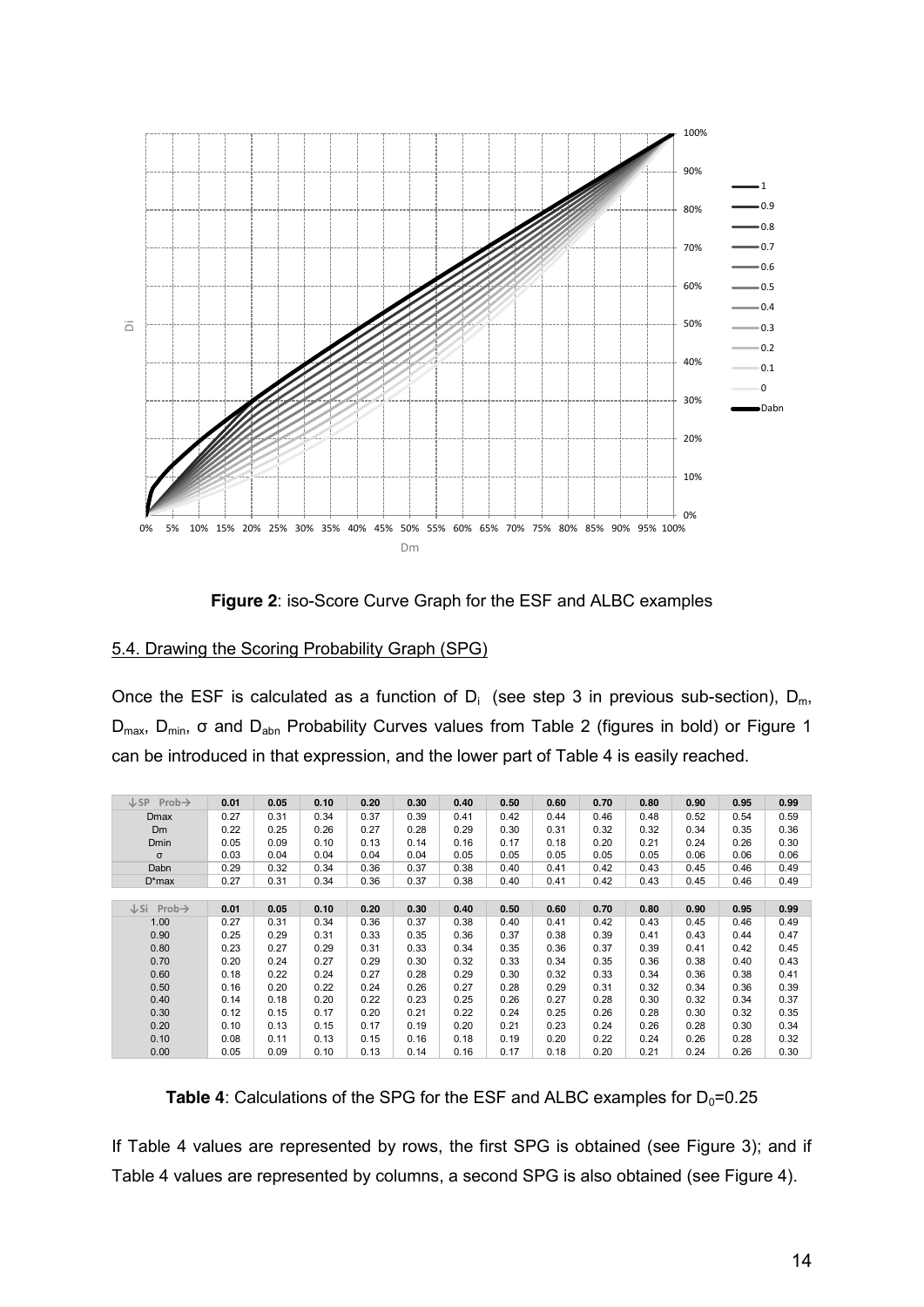**Figure 2**: iso-Score Curve Graph for the ESF and ALBC examples

5.4. Drawing the Scoring Probability Graph (SPG)

Once the ESF is calculated as a function of $D_i$ (see step 3 in previous sub-section), $D_m$, $D_{max}$, $D_{min}$, σ and $D_{abn}$ Probability Curves values from Table 2 (figures in bold) or Figure 1 can be introduced in that expression, and the lower part of Table 4 is easily reached.

| ↓SP Prob→ | 0.01 | 0.05 | 0.10 | 0.20 | 0.30 | 0.40 | 0.50 | 0.60 | 0.70 | 0.80 | 0.90 | 0.95 | 0.99 |
|---|---|---|---|---|---|---|---|---|---|---|---|---|---|
| Dmax | 0.27 | 0.31 | 0.34 | 0.37 | 0.39 | 0.41 | 0.42 | 0.44 | 0.46 | 0.48 | 0.52 | 0.54 | 0.59 |
| Dm | 0.22 | 0.25 | 0.26 | 0.27 | 0.28 | 0.29 | 0.30 | 0.31 | 0.32 | 0.32 | 0.34 | 0.35 | 0.36 |
| Dmin | 0.05 | 0.09 | 0.10 | 0.13 | 0.14 | 0.16 | 0.17 | 0.18 | 0.20 | 0.21 | 0.24 | 0.26 | 0.30 |
| σ | 0.03 | 0.04 | 0.04 | 0.04 | 0.04 | 0.05 | 0.05 | 0.05 | 0.05 | 0.05 | 0.06 | 0.06 | 0.06 |
| Dabn | 0.29 | 0.32 | 0.34 | 0.36 | 0.37 | 0.38 | 0.40 | 0.41 | 0.42 | 0.43 | 0.45 | 0.46 | 0.49 |
| D*max | 0.27 | 0.31 | 0.34 | 0.36 | 0.37 | 0.38 | 0.40 | 0.41 | 0.42 | 0.43 | 0.45 | 0.46 | 0.49 |

| ↓Si Prob→ | 0.01 | 0.05 | 0.10 | 0.20 | 0.30 | 0.40 | 0.50 | 0.60 | 0.70 | 0.80 | 0.90 | 0.95 | 0.99 |
|---|---|---|---|---|---|---|---|---|---|---|---|---|---|
| 1.00 | 0.27 | 0.31 | 0.34 | 0.36 | 0.37 | 0.38 | 0.40 | 0.41 | 0.42 | 0.43 | 0.45 | 0.46 | 0.49 |
| 0.90 | 0.25 | 0.29 | 0.31 | 0.33 | 0.35 | 0.36 | 0.37 | 0.38 | 0.39 | 0.41 | 0.43 | 0.44 | 0.47 |
| 0.80 | 0.23 | 0.27 | 0.29 | 0.31 | 0.33 | 0.34 | 0.35 | 0.36 | 0.37 | 0.39 | 0.41 | 0.42 | 0.45 |
| 0.70 | 0.20 | 0.24 | 0.27 | 0.29 | 0.30 | 0.32 | 0.33 | 0.34 | 0.35 | 0.36 | 0.38 | 0.40 | 0.43 |
| 0.60 | 0.18 | 0.22 | 0.24 | 0.27 | 0.28 | 0.29 | 0.30 | 0.32 | 0.33 | 0.34 | 0.36 | 0.38 | 0.41 |
| 0.50 | 0.16 | 0.20 | 0.22 | 0.24 | 0.26 | 0.27 | 0.28 | 0.29 | 0.31 | 0.32 | 0.34 | 0.36 | 0.39 |
| 0.40 | 0.14 | 0.18 | 0.20 | 0.22 | 0.23 | 0.25 | 0.26 | 0.27 | 0.28 | 0.30 | 0.32 | 0.34 | 0.37 |
| 0.30 | 0.12 | 0.15 | 0.17 | 0.20 | 0.21 | 0.22 | 0.24 | 0.25 | 0.26 | 0.28 | 0.30 | 0.32 | 0.35 |
| 0.20 | 0.10 | 0.13 | 0.15 | 0.17 | 0.19 | 0.20 | 0.21 | 0.23 | 0.24 | 0.26 | 0.28 | 0.30 | 0.34 |
| 0.10 | 0.08 | 0.11 | 0.13 | 0.15 | 0.16 | 0.18 | 0.19 | 0.20 | 0.22 | 0.24 | 0.26 | 0.28 | 0.32 |
| 0.00 | 0.05 | 0.09 | 0.10 | 0.13 | 0.14 | 0.16 | 0.17 | 0.18 | 0.20 | 0.21 | 0.24 | 0.26 | 0.30 |

**Table 4**: Calculations of the SPG for the ESF and ALBC examples for $D_0$=0.25

If Table 4 values are represented by rows, the first SPG is obtained (see Figure 3); and if Table 4 values are represented by columns, a second SPG is also obtained (see Figure 4).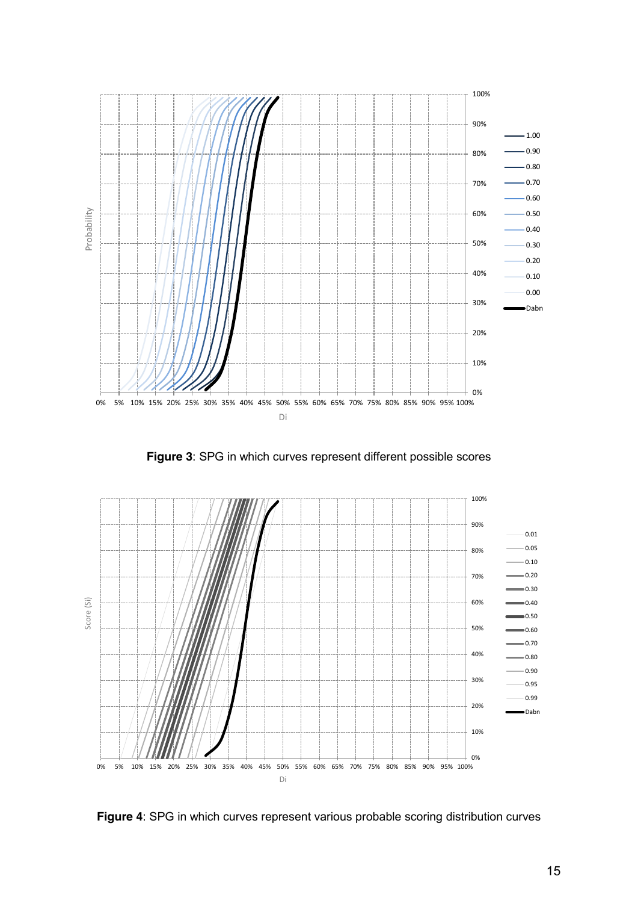**Figure 3**: SPG in which curves represent different possible scores

**Figure 4**: SPG in which curves represent various probable scoring distribution curves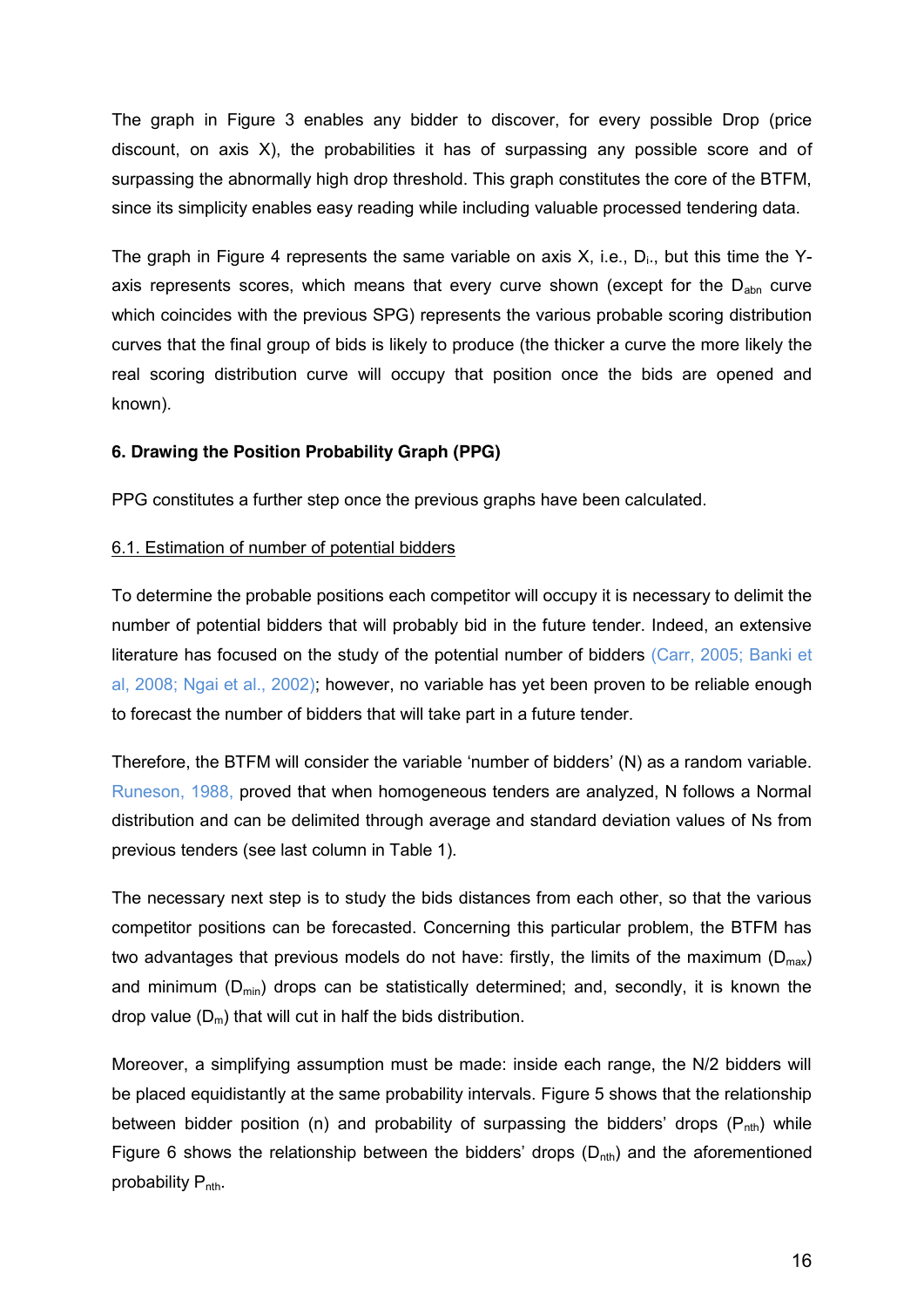The graph in Figure 3 enables any bidder to discover, for every possible Drop (price discount, on axis X), the probabilities it has of surpassing any possible score and of surpassing the abnormally high drop threshold. This graph constitutes the core of the BTFM, since its simplicity enables easy reading while including valuable processed tendering data.

The graph in Figure 4 represents the same variable on axis X, i.e., $D_i$., but this time the Y-axis represents scores, which means that every curve shown (except for the $D_{abn}$ curve which coincides with the previous SPG) represents the various probable scoring distribution curves that the final group of bids is likely to produce (the thicker a curve the more likely the real scoring distribution curve will occupy that position once the bids are opened and known).

**6. Drawing the Position Probability Graph (PPG)**

PPG constitutes a further step once the previous graphs have been calculated.

6.1. Estimation of number of potential bidders

To determine the probable positions each competitor will occupy it is necessary to delimit the number of potential bidders that will probably bid in the future tender. Indeed, an extensive literature has focused on the study of the potential number of bidders (Carr, 2005; Banki et al, 2008; Ngai et al., 2002); however, no variable has yet been proven to be reliable enough to forecast the number of bidders that will take part in a future tender.

Therefore, the BTFM will consider the variable 'number of bidders' (N) as a random variable. Runeson, 1988, proved that when homogeneous tenders are analyzed, N follows a Normal distribution and can be delimited through average and standard deviation values of Ns from previous tenders (see last column in Table 1).

The necessary next step is to study the bids distances from each other, so that the various competitor positions can be forecasted. Concerning this particular problem, the BTFM has two advantages that previous models do not have: firstly, the limits of the maximum ($D_{max}$) and minimum ($D_{min}$) drops can be statistically determined; and, secondly, it is known the drop value ($D_m$) that will cut in half the bids distribution.

Moreover, a simplifying assumption must be made: inside each range, the N/2 bidders will be placed equidistantly at the same probability intervals. Figure 5 shows that the relationship between bidder position (n) and probability of surpassing the bidders' drops ($P_{nth}$) while Figure 6 shows the relationship between the bidders' drops ($D_{nth}$) and the aforementioned probability $P_{nth}$.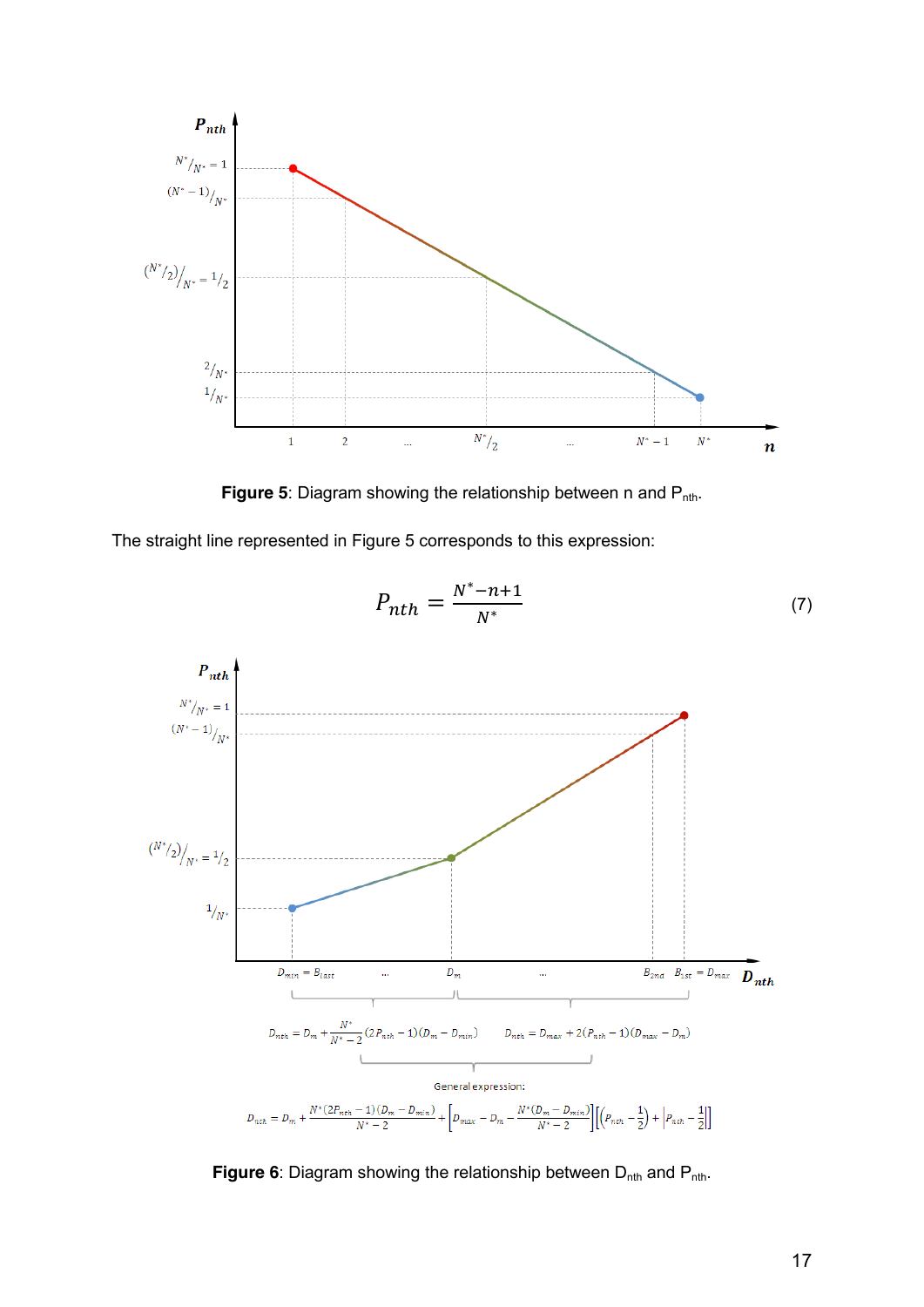**Figure 5**: Diagram showing the relationship between n and $P_{nth}$.

The straight line represented in Figure 5 corresponds to this expression:

$$P_{nth} = \frac{N^* - n + 1}{N^*} \tag{7}$$

$$D_{nth} = D_m + \frac{N^*}{N^* - 2}(2P_{nth} - 1)(D_m - D_{min}) \qquad D_{nth} = D_{max} + 2(P_{nth} - 1)(D_{max} - D_m)$$

General expression:

$$D_{nth} = D_m + \frac{N^*(2P_{nth} - 1)(D_m - D_{min})}{N^* - 2} + \left[D_{max} - D_m - \frac{N^*(D_m - D_{min})}{N^* - 2}\right]\left[\left(P_{nth} - \frac{1}{2}\right) + \left|P_{nth} - \frac{1}{2}\right|\right]$$

**Figure 6**: Diagram showing the relationship between $D_{nth}$ and $P_{nth}$.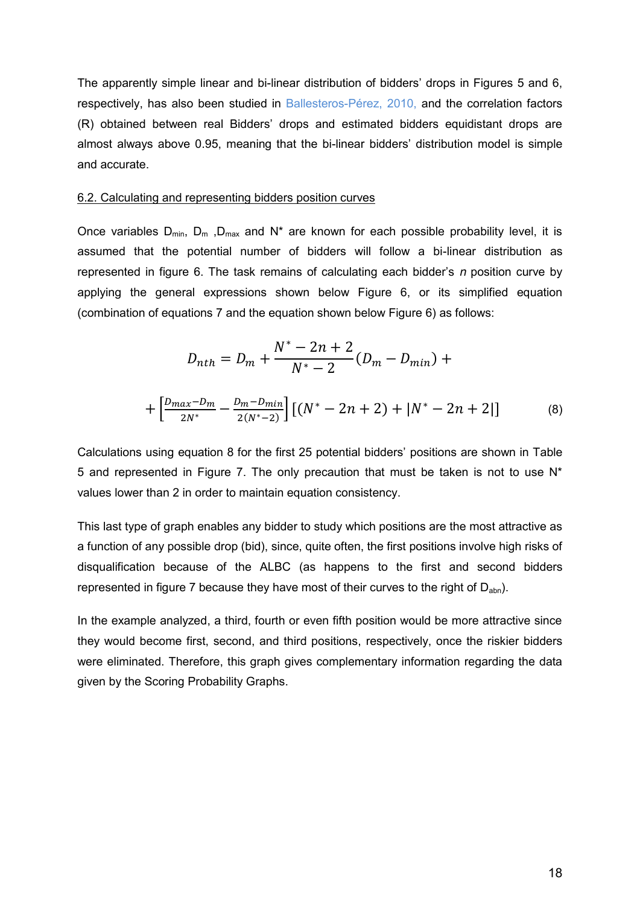The apparently simple linear and bi-linear distribution of bidders' drops in Figures 5 and 6, respectively, has also been studied in Ballesteros-Pérez, 2010, and the correlation factors (R) obtained between real Bidders' drops and estimated bidders equidistant drops are almost always above 0.95, meaning that the bi-linear bidders' distribution model is simple and accurate.

6.2. Calculating and representing bidders position curves

Once variables $D_{min}$, $D_m$ ,$D_{max}$ and $N^*$ are known for each possible probability level, it is assumed that the potential number of bidders will follow a bi-linear distribution as represented in figure 6. The task remains of calculating each bidder's *n* position curve by applying the general expressions shown below Figure 6, or its simplified equation (combination of equations 7 and the equation shown below Figure 6) as follows:

$$D_{nth} = D_m + \frac{N^* - 2n + 2}{N^* - 2}(D_m - D_{min}) +$$

$$+ \left[\frac{D_{max} - D_m}{2N^*} - \frac{D_m - D_{min}}{2(N^* - 2)}\right]\left[(N^* - 2n + 2) + |N^* - 2n + 2|\right] \tag{8}$$

Calculations using equation 8 for the first 25 potential bidders' positions are shown in Table 5 and represented in Figure 7. The only precaution that must be taken is not to use $N^*$ values lower than 2 in order to maintain equation consistency.

This last type of graph enables any bidder to study which positions are the most attractive as a function of any possible drop (bid), since, quite often, the first positions involve high risks of disqualification because of the ALBC (as happens to the first and second bidders represented in figure 7 because they have most of their curves to the right of $D_{abn}$).

In the example analyzed, a third, fourth or even fifth position would be more attractive since they would become first, second, and third positions, respectively, once the riskier bidders were eliminated. Therefore, this graph gives complementary information regarding the data given by the Scoring Probability Graphs.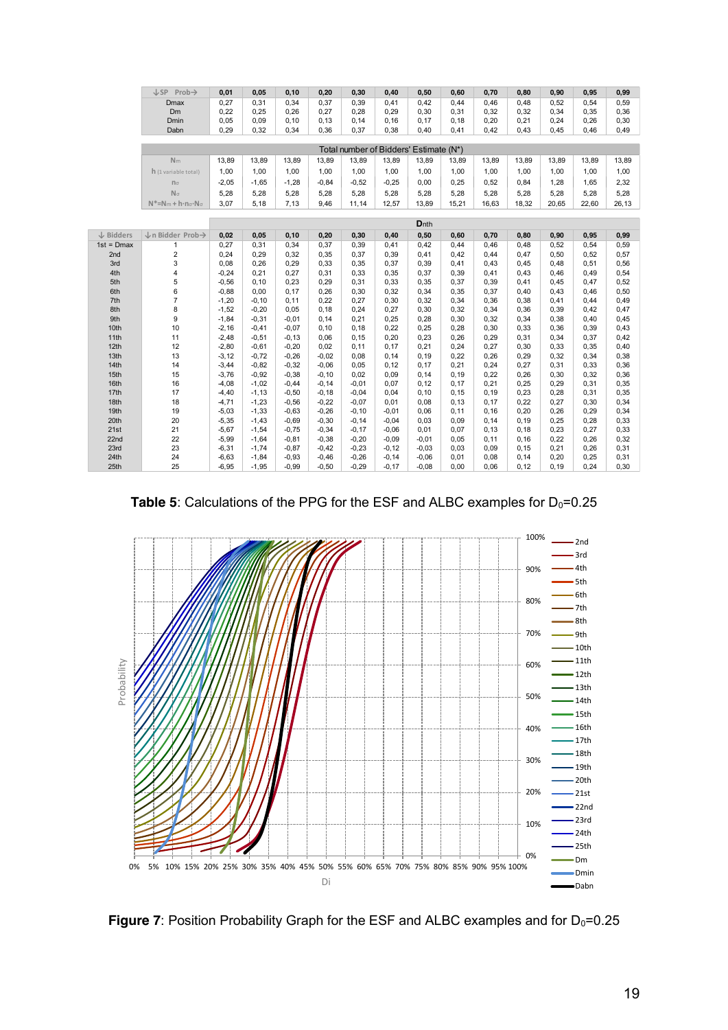| ↓SP Prob→ | 0,01 | 0,05 | 0,10 | 0,20 | 0,30 | 0,40 | 0,50 | 0,60 | 0,70 | 0,80 | 0,90 | 0,95 | 0,99 |
|---|---|---|---|---|---|---|---|---|---|---|---|---|---|
| Dmax | 0,27 | 0,31 | 0,34 | 0,37 | 0,39 | 0,41 | 0,42 | 0,44 | 0,46 | 0,48 | 0,52 | 0,54 | 0,59 |
| Dm | 0,22 | 0,25 | 0,26 | 0,27 | 0,28 | 0,29 | 0,30 | 0,31 | 0,32 | 0,32 | 0,34 | 0,35 | 0,36 |
| Dmin | 0,05 | 0,09 | 0,10 | 0,13 | 0,14 | 0,16 | 0,17 | 0,18 | 0,20 | 0,21 | 0,24 | 0,26 | 0,30 |
| Dabn | 0,29 | 0,32 | 0,34 | 0,36 | 0,37 | 0,38 | 0,40 | 0,41 | 0,42 | 0,43 | 0,45 | 0,46 | 0,49 |

| | Total number of Bidders' Estimate (N*) | | | | | | | | | | | | |
|---|---|---|---|---|---|---|---|---|---|---|---|---|---|
| $N_m$ | 13,89 | 13,89 | 13,89 | 13,89 | 13,89 | 13,89 | 13,89 | 13,89 | 13,89 | 13,89 | 13,89 | 13,89 | 13,89 |
| h (1 variable total) | 1,00 | 1,00 | 1,00 | 1,00 | 1,00 | 1,00 | 1,00 | 1,00 | 1,00 | 1,00 | 1,00 | 1,00 | 1,00 |
| $n_\sigma$ | -2,05 | -1,65 | -1,28 | -0,84 | -0,52 | -0,25 | 0,00 | 0,25 | 0,52 | 0,84 | 1,28 | 1,65 | 2,32 |
| $N_\sigma$ | 5,28 | 5,28 | 5,28 | 5,28 | 5,28 | 5,28 | 5,28 | 5,28 | 5,28 | 5,28 | 5,28 | 5,28 | 5,28 |
| $N^*=N_m+h \cdot n_\sigma \cdot N_\sigma$ | 3,07 | 5,18 | 7,13 | 9,46 | 11,14 | 12,57 | 13,89 | 15,21 | 16,63 | 18,32 | 20,65 | 22,60 | 26,13 |

| | | $D_{nth}$ | | | | | | | | | | | | |
|---|---|---|---|---|---|---|---|---|---|---|---|---|---|---|
| ↓ Bidders | ↓n Bidder Prob→ | 0,02 | 0,05 | 0,10 | 0,20 | 0,30 | 0,40 | 0,50 | 0,60 | 0,70 | 0,80 | 0,90 | 0,95 | 0,99 |
| 1st = Dmax | 1 | 0,27 | 0,31 | 0,34 | 0,37 | 0,39 | 0,41 | 0,42 | 0,44 | 0,46 | 0,48 | 0,52 | 0,54 | 0,59 |
| 2nd | 2 | 0,24 | 0,29 | 0,32 | 0,35 | 0,37 | 0,39 | 0,41 | 0,42 | 0,44 | 0,47 | 0,50 | 0,52 | 0,57 |
| 3rd | 3 | 0,08 | 0,26 | 0,29 | 0,33 | 0,35 | 0,37 | 0,39 | 0,41 | 0,43 | 0,45 | 0,48 | 0,51 | 0,56 |
| 4th | 4 | -0,24 | 0,21 | 0,27 | 0,31 | 0,33 | 0,35 | 0,37 | 0,39 | 0,41 | 0,43 | 0,46 | 0,49 | 0,54 |
| 5th | 5 | -0,56 | 0,10 | 0,23 | 0,29 | 0,31 | 0,33 | 0,35 | 0,37 | 0,39 | 0,41 | 0,45 | 0,47 | 0,52 |
| 6th | 6 | -0,88 | 0,00 | 0,17 | 0,26 | 0,30 | 0,32 | 0,34 | 0,35 | 0,37 | 0,40 | 0,43 | 0,46 | 0,50 |
| 7th | 7 | -1,20 | -0,10 | 0,11 | 0,22 | 0,27 | 0,30 | 0,32 | 0,34 | 0,36 | 0,38 | 0,41 | 0,44 | 0,49 |
| 8th | 8 | -1,52 | -0,20 | 0,05 | 0,18 | 0,24 | 0,27 | 0,30 | 0,32 | 0,34 | 0,36 | 0,39 | 0,42 | 0,47 |
| 9th | 9 | -1,84 | -0,31 | -0,01 | 0,14 | 0,21 | 0,25 | 0,28 | 0,30 | 0,32 | 0,34 | 0,38 | 0,40 | 0,45 |
| 10th | 10 | -2,16 | -0,41 | -0,07 | 0,10 | 0,18 | 0,22 | 0,25 | 0,28 | 0,30 | 0,33 | 0,36 | 0,39 | 0,43 |
| 11th | 11 | -2,48 | -0,51 | -0,13 | 0,06 | 0,15 | 0,20 | 0,23 | 0,26 | 0,29 | 0,31 | 0,34 | 0,37 | 0,42 |
| 12th | 12 | -2,80 | -0,61 | -0,20 | 0,02 | 0,11 | 0,17 | 0,21 | 0,24 | 0,27 | 0,30 | 0,33 | 0,35 | 0,40 |
| 13th | 13 | -3,12 | -0,72 | -0,26 | -0,02 | 0,08 | 0,14 | 0,19 | 0,22 | 0,26 | 0,29 | 0,32 | 0,34 | 0,38 |
| 14th | 14 | -3,44 | -0,82 | -0,32 | -0,06 | 0,05 | 0,12 | 0,17 | 0,21 | 0,24 | 0,27 | 0,31 | 0,33 | 0,36 |
| 15th | 15 | -3,76 | -0,92 | -0,38 | -0,10 | 0,02 | 0,09 | 0,14 | 0,19 | 0,22 | 0,26 | 0,30 | 0,32 | 0,36 |
| 16th | 16 | -4,08 | -1,02 | -0,44 | -0,14 | -0,01 | 0,07 | 0,12 | 0,17 | 0,21 | 0,25 | 0,29 | 0,31 | 0,35 |
| 17th | 17 | -4,40 | -1,13 | -0,50 | -0,18 | -0,04 | 0,04 | 0,10 | 0,15 | 0,19 | 0,23 | 0,28 | 0,31 | 0,35 |
| 18th | 18 | -4,71 | -1,23 | -0,56 | -0,22 | -0,07 | 0,01 | 0,08 | 0,13 | 0,17 | 0,22 | 0,27 | 0,30 | 0,34 |
| 19th | 19 | -5,03 | -1,33 | -0,63 | -0,26 | -0,10 | -0,01 | 0,06 | 0,11 | 0,16 | 0,20 | 0,26 | 0,29 | 0,34 |
| 20th | 20 | -5,35 | -1,43 | -0,69 | -0,30 | -0,14 | -0,04 | 0,03 | 0,09 | 0,14 | 0,19 | 0,25 | 0,28 | 0,33 |
| 21st | 21 | -5,67 | -1,54 | -0,75 | -0,34 | -0,17 | -0,06 | 0,01 | 0,07 | 0,13 | 0,18 | 0,23 | 0,27 | 0,33 |
| 22nd | 22 | -5,99 | -1,64 | -0,81 | -0,38 | -0,20 | -0,09 | -0,01 | 0,05 | 0,11 | 0,16 | 0,22 | 0,26 | 0,32 |
| 23rd | 23 | -6,31 | -1,74 | -0,87 | -0,42 | -0,23 | -0,12 | -0,03 | 0,03 | 0,09 | 0,15 | 0,21 | 0,26 | 0,31 |
| 24th | 24 | -6,63 | -1,84 | -0,93 | -0,46 | -0,26 | -0,14 | -0,06 | 0,01 | 0,08 | 0,14 | 0,20 | 0,25 | 0,31 |
| 25th | 25 | -6,95 | -1,95 | -0,99 | -0,50 | -0,29 | -0,17 | -0,08 | 0,00 | 0,06 | 0,12 | 0,19 | 0,24 | 0,30 |

**Table 5**: Calculations of the PPG for the ESF and ALBC examples for $D_0$=0.25

**Figure 7**: Position Probability Graph for the ESF and ALBC examples and for $D_0$=0.25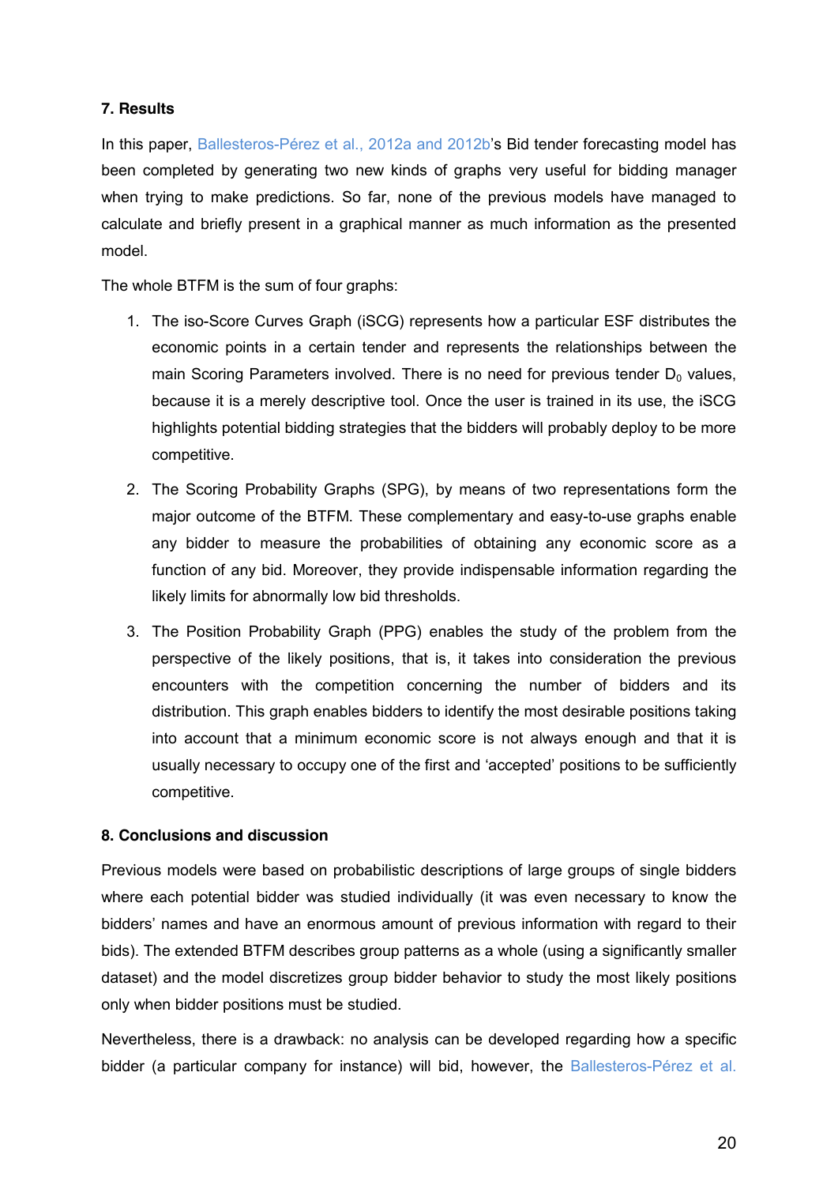**7. Results**

In this paper, Ballesteros-Pérez et al., 2012a and 2012b's Bid tender forecasting model has been completed by generating two new kinds of graphs very useful for bidding manager when trying to make predictions. So far, none of the previous models have managed to calculate and briefly present in a graphical manner as much information as the presented model.

The whole BTFM is the sum of four graphs:

1. The iso-Score Curves Graph (iSCG) represents how a particular ESF distributes the economic points in a certain tender and represents the relationships between the main Scoring Parameters involved. There is no need for previous tender $D_0$ values, because it is a merely descriptive tool. Once the user is trained in its use, the iSCG highlights potential bidding strategies that the bidders will probably deploy to be more competitive.
2. The Scoring Probability Graphs (SPG), by means of two representations form the major outcome of the BTFM. These complementary and easy-to-use graphs enable any bidder to measure the probabilities of obtaining any economic score as a function of any bid. Moreover, they provide indispensable information regarding the likely limits for abnormally low bid thresholds.
3. The Position Probability Graph (PPG) enables the study of the problem from the perspective of the likely positions, that is, it takes into consideration the previous encounters with the competition concerning the number of bidders and its distribution. This graph enables bidders to identify the most desirable positions taking into account that a minimum economic score is not always enough and that it is usually necessary to occupy one of the first and 'accepted' positions to be sufficiently competitive.

**8. Conclusions and discussion**

Previous models were based on probabilistic descriptions of large groups of single bidders where each potential bidder was studied individually (it was even necessary to know the bidders' names and have an enormous amount of previous information with regard to their bids). The extended BTFM describes group patterns as a whole (using a significantly smaller dataset) and the model discretizes group bidder behavior to study the most likely positions only when bidder positions must be studied.

Nevertheless, there is a drawback: no analysis can be developed regarding how a specific bidder (a particular company for instance) will bid, however, the Ballesteros-Pérez et al.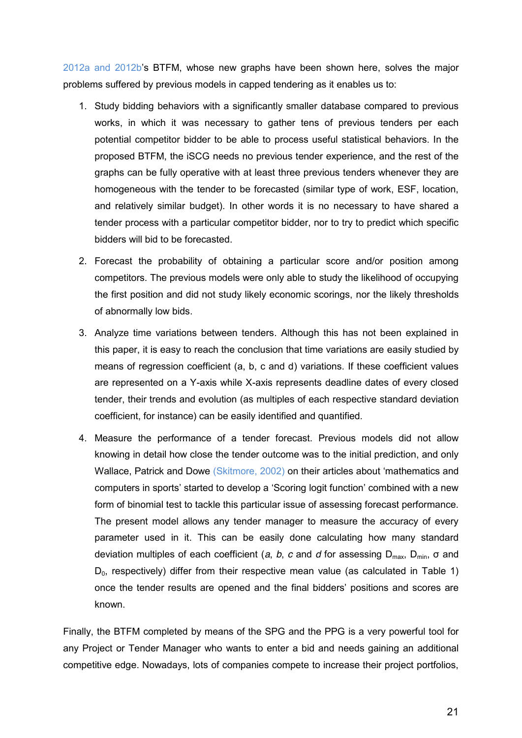2012a and 2012b's BTFM, whose new graphs have been shown here, solves the major problems suffered by previous models in capped tendering as it enables us to:

1. Study bidding behaviors with a significantly smaller database compared to previous works, in which it was necessary to gather tens of previous tenders per each potential competitor bidder to be able to process useful statistical behaviors. In the proposed BTFM, the iSCG needs no previous tender experience, and the rest of the graphs can be fully operative with at least three previous tenders whenever they are homogeneous with the tender to be forecasted (similar type of work, ESF, location, and relatively similar budget). In other words it is no necessary to have shared a tender process with a particular competitor bidder, nor to try to predict which specific bidders will bid to be forecasted.
2. Forecast the probability of obtaining a particular score and/or position among competitors. The previous models were only able to study the likelihood of occupying the first position and did not study likely economic scorings, nor the likely thresholds of abnormally low bids.
3. Analyze time variations between tenders. Although this has not been explained in this paper, it is easy to reach the conclusion that time variations are easily studied by means of regression coefficient (a, b, c and d) variations. If these coefficient values are represented on a Y-axis while X-axis represents deadline dates of every closed tender, their trends and evolution (as multiples of each respective standard deviation coefficient, for instance) can be easily identified and quantified.
4. Measure the performance of a tender forecast. Previous models did not allow knowing in detail how close the tender outcome was to the initial prediction, and only Wallace, Patrick and Dowe (Skitmore, 2002) on their articles about 'mathematics and computers in sports' started to develop a 'Scoring logit function' combined with a new form of binomial test to tackle this particular issue of assessing forecast performance. The present model allows any tender manager to measure the accuracy of every parameter used in it. This can be easily done calculating how many standard deviation multiples of each coefficient ($a$, $b$, $c$ and $d$ for assessing $D_{max}$, $D_{min}$, $\sigma$ and $D_0$, respectively) differ from their respective mean value (as calculated in Table 1) once the tender results are opened and the final bidders' positions and scores are known.

Finally, the BTFM completed by means of the SPG and the PPG is a very powerful tool for any Project or Tender Manager who wants to enter a bid and needs gaining an additional competitive edge. Nowadays, lots of companies compete to increase their project portfolios,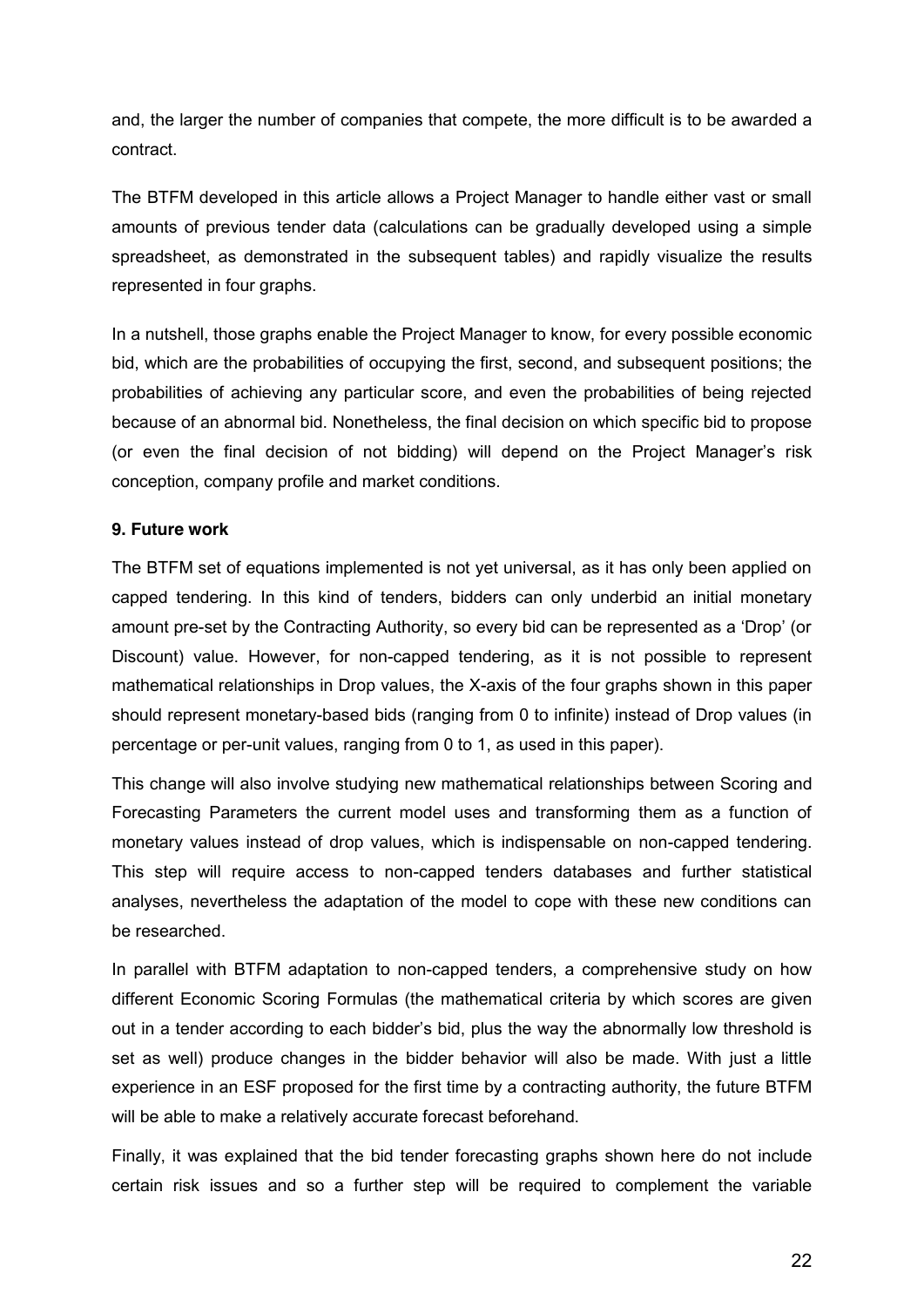and, the larger the number of companies that compete, the more difficult is to be awarded a contract.

The BTFM developed in this article allows a Project Manager to handle either vast or small amounts of previous tender data (calculations can be gradually developed using a simple spreadsheet, as demonstrated in the subsequent tables) and rapidly visualize the results represented in four graphs.

In a nutshell, those graphs enable the Project Manager to know, for every possible economic bid, which are the probabilities of occupying the first, second, and subsequent positions; the probabilities of achieving any particular score, and even the probabilities of being rejected because of an abnormal bid. Nonetheless, the final decision on which specific bid to propose (or even the final decision of not bidding) will depend on the Project Manager's risk conception, company profile and market conditions.

**9. Future work**

The BTFM set of equations implemented is not yet universal, as it has only been applied on capped tendering. In this kind of tenders, bidders can only underbid an initial monetary amount pre-set by the Contracting Authority, so every bid can be represented as a 'Drop' (or Discount) value. However, for non-capped tendering, as it is not possible to represent mathematical relationships in Drop values, the X-axis of the four graphs shown in this paper should represent monetary-based bids (ranging from 0 to infinite) instead of Drop values (in percentage or per-unit values, ranging from 0 to 1, as used in this paper).

This change will also involve studying new mathematical relationships between Scoring and Forecasting Parameters the current model uses and transforming them as a function of monetary values instead of drop values, which is indispensable on non-capped tendering. This step will require access to non-capped tenders databases and further statistical analyses, nevertheless the adaptation of the model to cope with these new conditions can be researched.

In parallel with BTFM adaptation to non-capped tenders, a comprehensive study on how different Economic Scoring Formulas (the mathematical criteria by which scores are given out in a tender according to each bidder's bid, plus the way the abnormally low threshold is set as well) produce changes in the bidder behavior will also be made. With just a little experience in an ESF proposed for the first time by a contracting authority, the future BTFM will be able to make a relatively accurate forecast beforehand.

Finally, it was explained that the bid tender forecasting graphs shown here do not include certain risk issues and so a further step will be required to complement the variable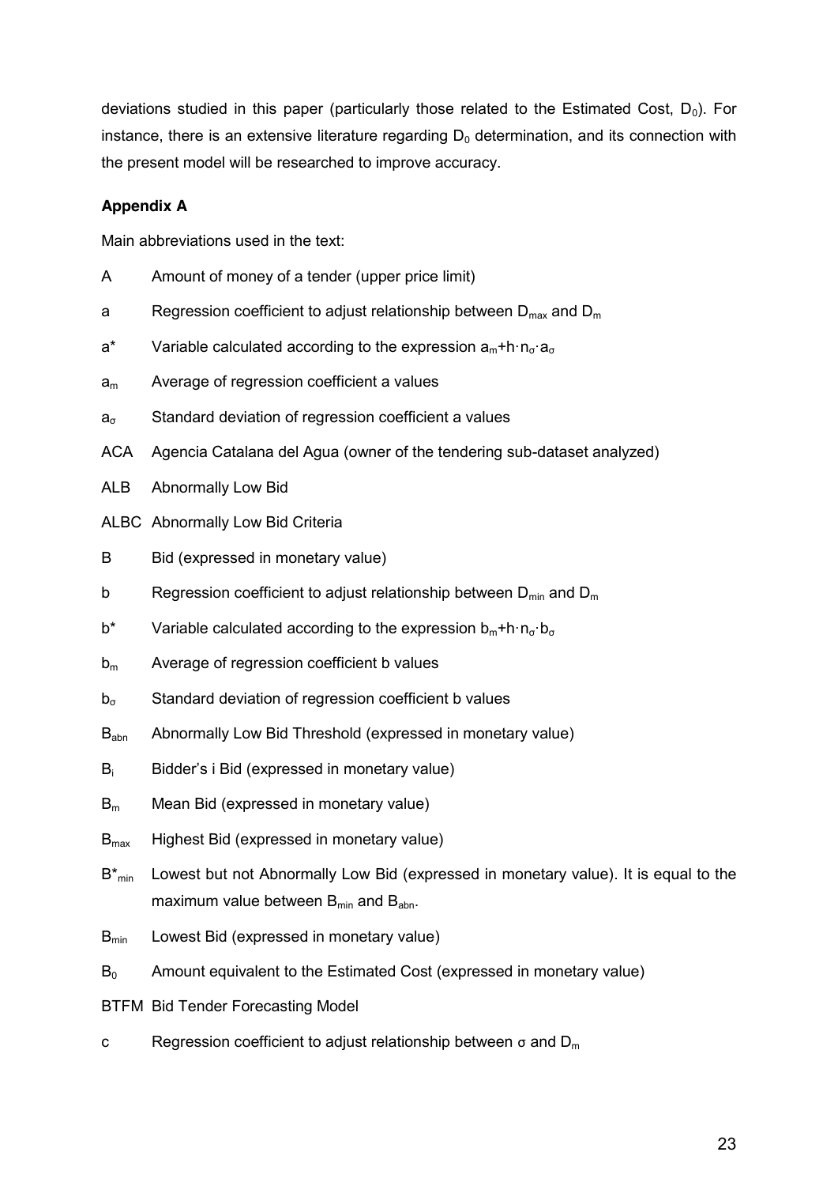deviations studied in this paper (particularly those related to the Estimated Cost, $D_0$). For instance, there is an extensive literature regarding $D_0$ determination, and its connection with the present model will be researched to improve accuracy.

**Appendix A**

Main abbreviations used in the text:

A Amount of money of a tender (upper price limit)

a Regression coefficient to adjust relationship between $D_{max}$ and $D_m$

a* Variable calculated according to the expression $a_m+h\cdot n_\sigma\cdot a_\sigma$

$a_m$ Average of regression coefficient a values

$a_\sigma$ Standard deviation of regression coefficient a values

ACA Agencia Catalana del Agua (owner of the tendering sub-dataset analyzed)

ALB Abnormally Low Bid

ALBC Abnormally Low Bid Criteria

B Bid (expressed in monetary value)

b Regression coefficient to adjust relationship between $D_{min}$ and $D_m$

b* Variable calculated according to the expression $b_m+h\cdot n_\sigma\cdot b_\sigma$

$b_m$ Average of regression coefficient b values

$b_\sigma$ Standard deviation of regression coefficient b values

$B_{abn}$ Abnormally Low Bid Threshold (expressed in monetary value)

$B_i$ Bidder's i Bid (expressed in monetary value)

$B_m$ Mean Bid (expressed in monetary value)

$B_{max}$ Highest Bid (expressed in monetary value)

$B^*_{min}$ Lowest but not Abnormally Low Bid (expressed in monetary value). It is equal to the maximum value between $B_{min}$ and $B_{abn}$.

$B_{min}$ Lowest Bid (expressed in monetary value)

$B_0$ Amount equivalent to the Estimated Cost (expressed in monetary value)

BTFM Bid Tender Forecasting Model

c Regression coefficient to adjust relationship between $\sigma$ and $D_m$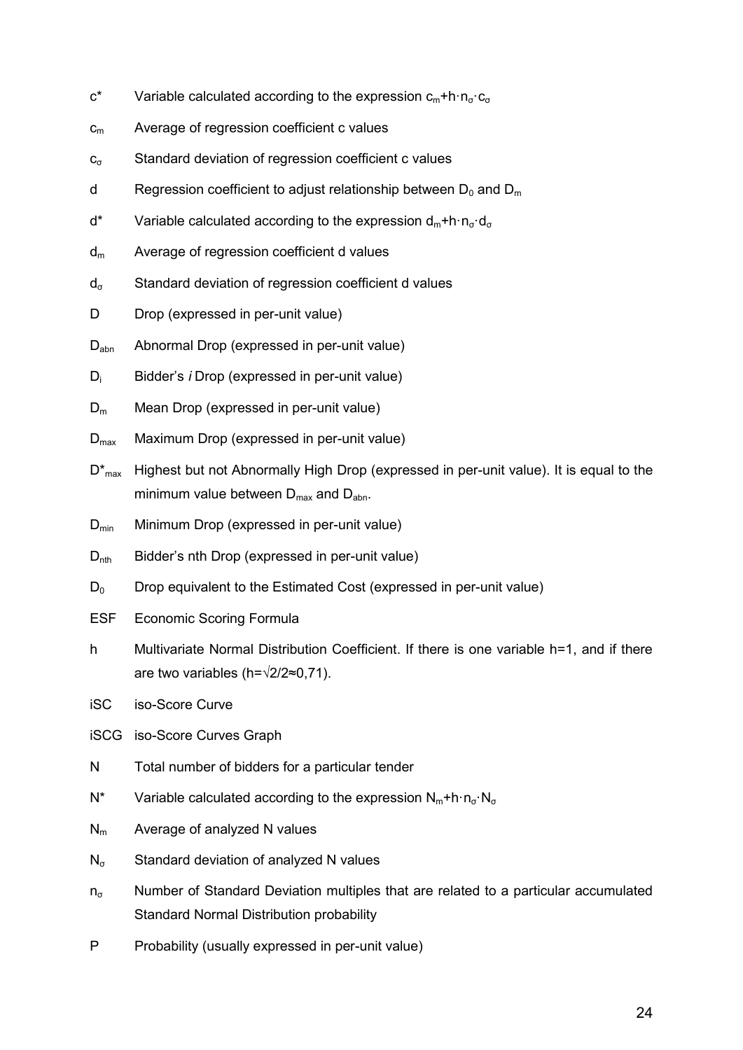$c^*$ Variable calculated according to the expression $c_m+h\cdot n_\sigma\cdot c_\sigma$

$c_m$ Average of regression coefficient c values

$c_\sigma$ Standard deviation of regression coefficient c values

$d$ Regression coefficient to adjust relationship between $D_0$ and $D_m$

$d^*$ Variable calculated according to the expression $d_m+h\cdot n_\sigma\cdot d_\sigma$

$d_m$ Average of regression coefficient d values

$d_\sigma$ Standard deviation of regression coefficient d values

$D$ Drop (expressed in per-unit value)

$D_{abn}$ Abnormal Drop (expressed in per-unit value)

$D_i$ Bidder's *i* Drop (expressed in per-unit value)

$D_m$ Mean Drop (expressed in per-unit value)

$D_{max}$ Maximum Drop (expressed in per-unit value)

$D^*_{max}$ Highest but not Abnormally High Drop (expressed in per-unit value). It is equal to the minimum value between $D_{max}$ and $D_{abn}$.

$D_{min}$ Minimum Drop (expressed in per-unit value)

$D_{nth}$ Bidder's nth Drop (expressed in per-unit value)

$D_0$ Drop equivalent to the Estimated Cost (expressed in per-unit value)

ESF Economic Scoring Formula

$h$ Multivariate Normal Distribution Coefficient. If there is one variable h=1, and if there are two variables ($h=\sqrt{2}/2\approx 0{,}71$).

iSC iso-Score Curve

iSCG iso-Score Curves Graph

$N$ Total number of bidders for a particular tender

$N^*$ Variable calculated according to the expression $N_m+h\cdot n_\sigma\cdot N_\sigma$

$N_m$ Average of analyzed N values

$N_\sigma$ Standard deviation of analyzed N values

$n_\sigma$ Number of Standard Deviation multiples that are related to a particular accumulated Standard Normal Distribution probability

$P$ Probability (usually expressed in per-unit value)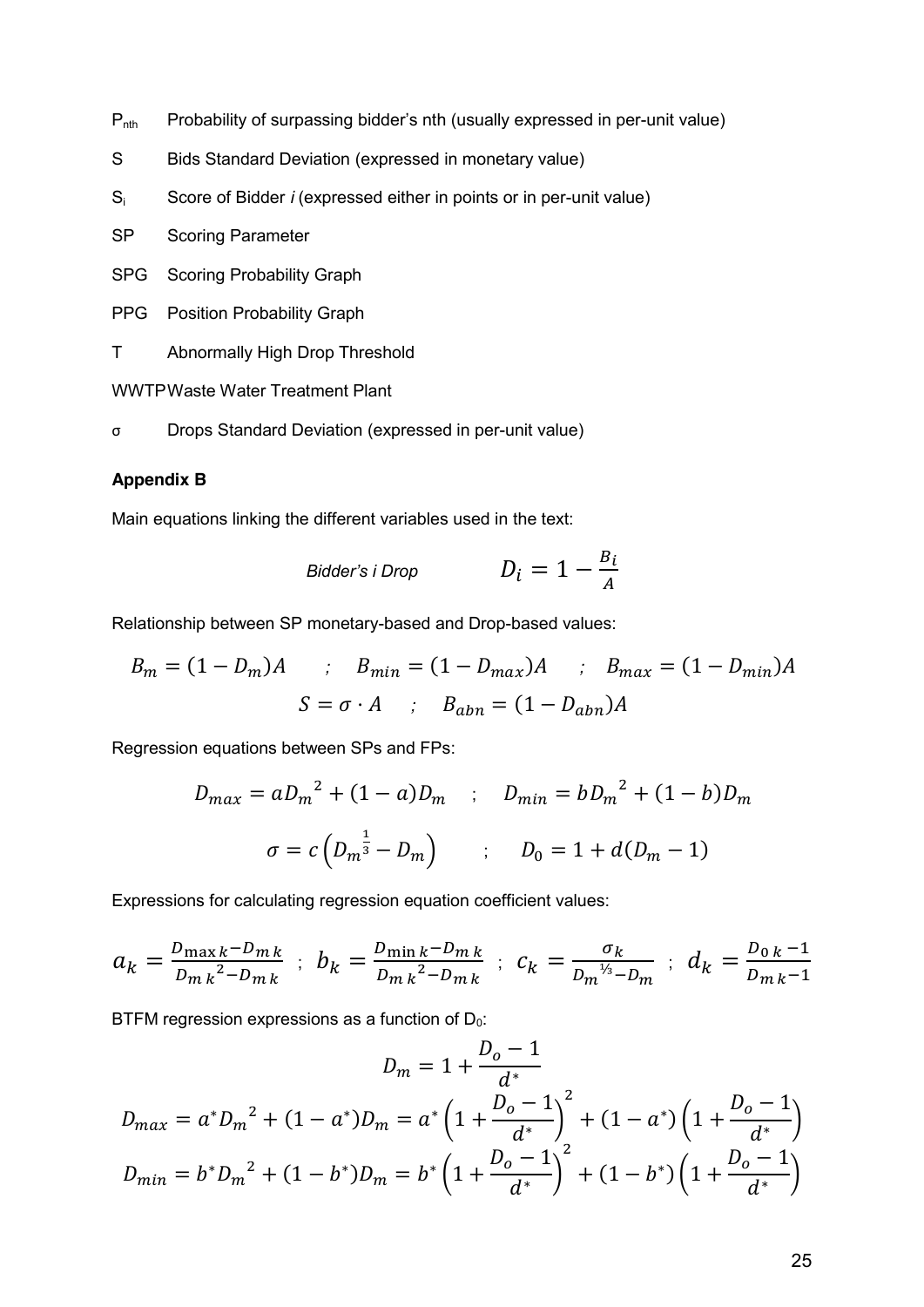$P_{nth}$ Probability of surpassing bidder's nth (usually expressed in per-unit value)

S Bids Standard Deviation (expressed in monetary value)

$S_i$ Score of Bidder *i* (expressed either in points or in per-unit value)

SP Scoring Parameter

SPG Scoring Probability Graph

PPG Position Probability Graph

T Abnormally High Drop Threshold

WWTP Waste Water Treatment Plant

σ Drops Standard Deviation (expressed in per-unit value)

**Appendix B**

Main equations linking the different variables used in the text:

*Bidder's i Drop* $$D_i = 1 - \frac{B_i}{A}$$

Relationship between SP monetary-based and Drop-based values:

$$B_m = (1 - D_m)A \quad ; \quad B_{min} = (1 - D_{max})A \quad ; \quad B_{max} = (1 - D_{min})A$$

$$S = \sigma \cdot A \quad ; \quad B_{abn} = (1 - D_{abn})A$$

Regression equations between SPs and FPs:

$$D_{max} = aD_m{}^2 + (1 - a)D_m \quad ; \quad D_{min} = bD_m{}^2 + (1 - b)D_m$$

$$\sigma = c\left(D_m{}^{\frac{1}{3}} - D_m\right) \quad ; \quad D_0 = 1 + d(D_m - 1)$$

Expressions for calculating regression equation coefficient values:

$$a_k = \frac{D_{\max k} - D_{m\,k}}{D_{m\,k}{}^2 - D_{m\,k}} \;\; ; \;\; b_k = \frac{D_{\min k} - D_{m\,k}}{D_{m\,k}{}^2 - D_{m\,k}} \;\; ; \;\; c_k = \frac{\sigma_k}{D_m{}^{1/3} - D_m} \;\; ; \;\; d_k = \frac{D_{0\,k} - 1}{D_{m\,k} - 1}$$

BTFM regression expressions as a function of $D_0$:

$$D_m = 1 + \frac{D_o - 1}{d^*}$$

$$D_{max} = a^* D_m{}^2 + (1 - a^*)D_m = a^*\left(1 + \frac{D_o - 1}{d^*}\right)^2 + (1 - a^*)\left(1 + \frac{D_o - 1}{d^*}\right)$$

$$D_{min} = b^* D_m{}^2 + (1 - b^*)D_m = b^*\left(1 + \frac{D_o - 1}{d^*}\right)^2 + (1 - b^*)\left(1 + \frac{D_o - 1}{d^*}\right)$$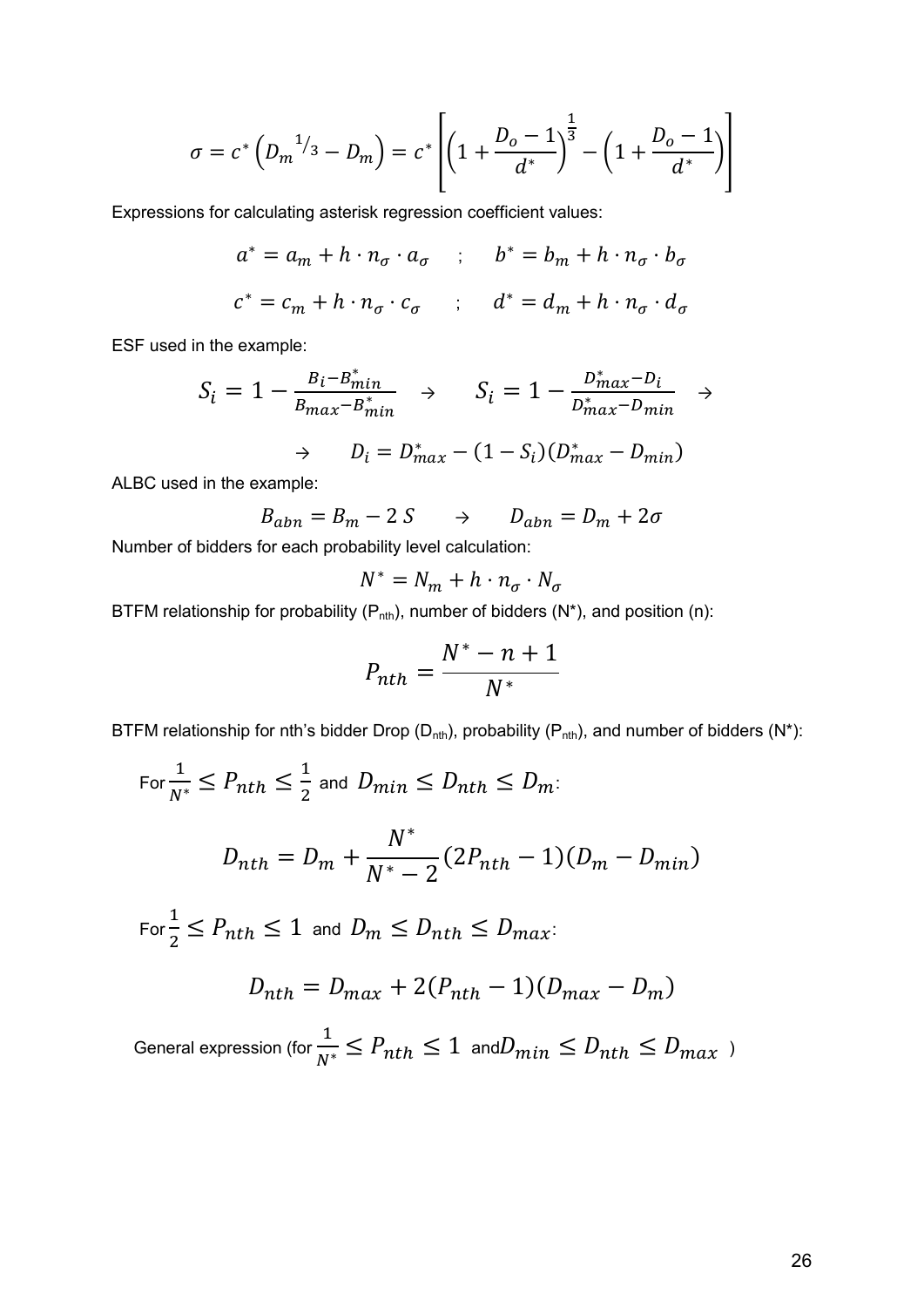$$\sigma = c^* \left( {D_m}^{1/3} - D_m \right) = c^* \left[ \left( 1 + \frac{D_o - 1}{d^*} \right)^{\frac{1}{3}} - \left( 1 + \frac{D_o - 1}{d^*} \right) \right]$$

Expressions for calculating asterisk regression coefficient values:

$$a^* = a_m + h \cdot n_\sigma \cdot a_\sigma \quad ; \quad b^* = b_m + h \cdot n_\sigma \cdot b_\sigma$$

$$c^* = c_m + h \cdot n_\sigma \cdot c_\sigma \quad ; \quad d^* = d_m + h \cdot n_\sigma \cdot d_\sigma$$

ESF used in the example:

$$S_i = 1 - \frac{B_i - B^*_{min}}{B_{max} - B^*_{min}} \quad \rightarrow \quad S_i = 1 - \frac{D^*_{max} - D_i}{D^*_{max} - D_{min}} \quad \rightarrow$$

$$\rightarrow \quad D_i = D^*_{max} - (1 - S_i)(D^*_{max} - D_{min})$$

ALBC used in the example:

$$B_{abn} = B_m - 2\,S \quad \rightarrow \quad D_{abn} = D_m + 2\sigma$$

Number of bidders for each probability level calculation:

$$N^* = N_m + h \cdot n_\sigma \cdot N_\sigma$$

BTFM relationship for probability ($P_{nth}$), number of bidders ($N^*$), and position ($n$):

$$P_{nth} = \frac{N^* - n + 1}{N^*}$$

BTFM relationship for nth's bidder Drop ($D_{nth}$), probability ($P_{nth}$), and number of bidders ($N^*$):

For $\frac{1}{N^*} \leq P_{nth} \leq \frac{1}{2}$ and $D_{min} \leq D_{nth} \leq D_m$:

$$D_{nth} = D_m + \frac{N^*}{N^* - 2}(2P_{nth} - 1)(D_m - D_{min})$$

For $\frac{1}{2} \leq P_{nth} \leq 1$ and $D_m \leq D_{nth} \leq D_{max}$:

$$D_{nth} = D_{max} + 2(P_{nth} - 1)(D_{max} - D_m)$$

General expression (for $\frac{1}{N^*} \leq P_{nth} \leq 1$ and $D_{min} \leq D_{nth} \leq D_{max}$ )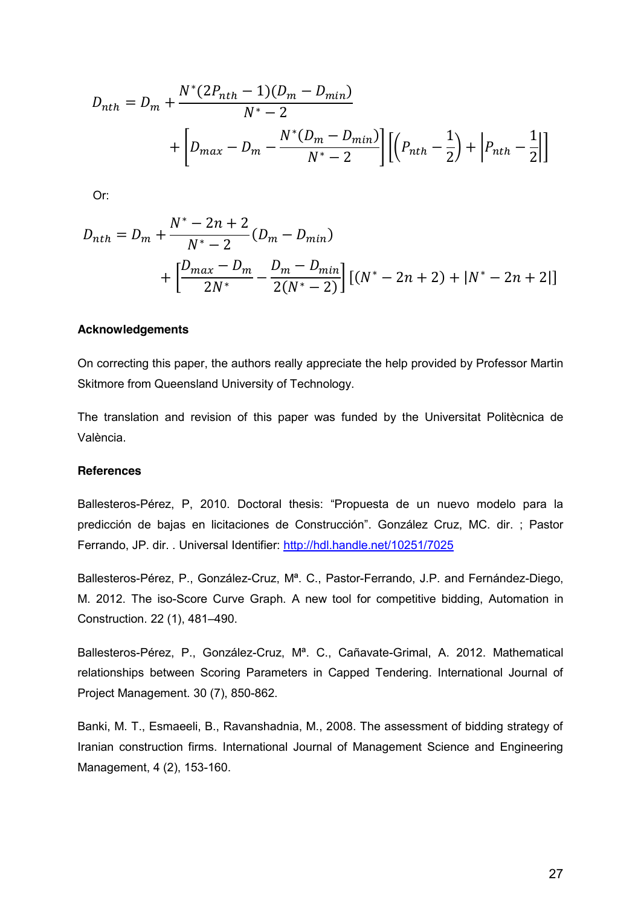$$D_{nth} = D_m + \frac{N^*(2P_{nth} - 1)(D_m - D_{min})}{N^* - 2} + \left[D_{max} - D_m - \frac{N^*(D_m - D_{min})}{N^* - 2}\right]\left[\left(P_{nth} - \frac{1}{2}\right) + \left|P_{nth} - \frac{1}{2}\right|\right]$$

Or:

$$D_{nth} = D_m + \frac{N^* - 2n + 2}{N^* - 2}(D_m - D_{min}) + \left[\frac{D_{max} - D_m}{2N^*} - \frac{D_m - D_{min}}{2(N^* - 2)}\right][(N^* - 2n + 2) + |N^* - 2n + 2|]$$

**Acknowledgements**

On correcting this paper, the authors really appreciate the help provided by Professor Martin Skitmore from Queensland University of Technology.

The translation and revision of this paper was funded by the Universitat Politècnica de València.

**References**

Ballesteros-Pérez, P, 2010. Doctoral thesis: "Propuesta de un nuevo modelo para la predicción de bajas en licitaciones de Construcción". González Cruz, MC. dir. ; Pastor Ferrando, JP. dir. . Universal Identifier: http://hdl.handle.net/10251/7025

Ballesteros-Pérez, P., González-Cruz, Mª. C., Pastor-Ferrando, J.P. and Fernández-Diego, M. 2012. The iso-Score Curve Graph. A new tool for competitive bidding, Automation in Construction. 22 (1), 481–490.

Ballesteros-Pérez, P., González-Cruz, Mª. C., Cañavate-Grimal, A. 2012. Mathematical relationships between Scoring Parameters in Capped Tendering. International Journal of Project Management. 30 (7), 850-862.

Banki, M. T., Esmaeeli, B., Ravanshadnia, M., 2008. The assessment of bidding strategy of Iranian construction firms. International Journal of Management Science and Engineering Management, 4 (2), 153-160.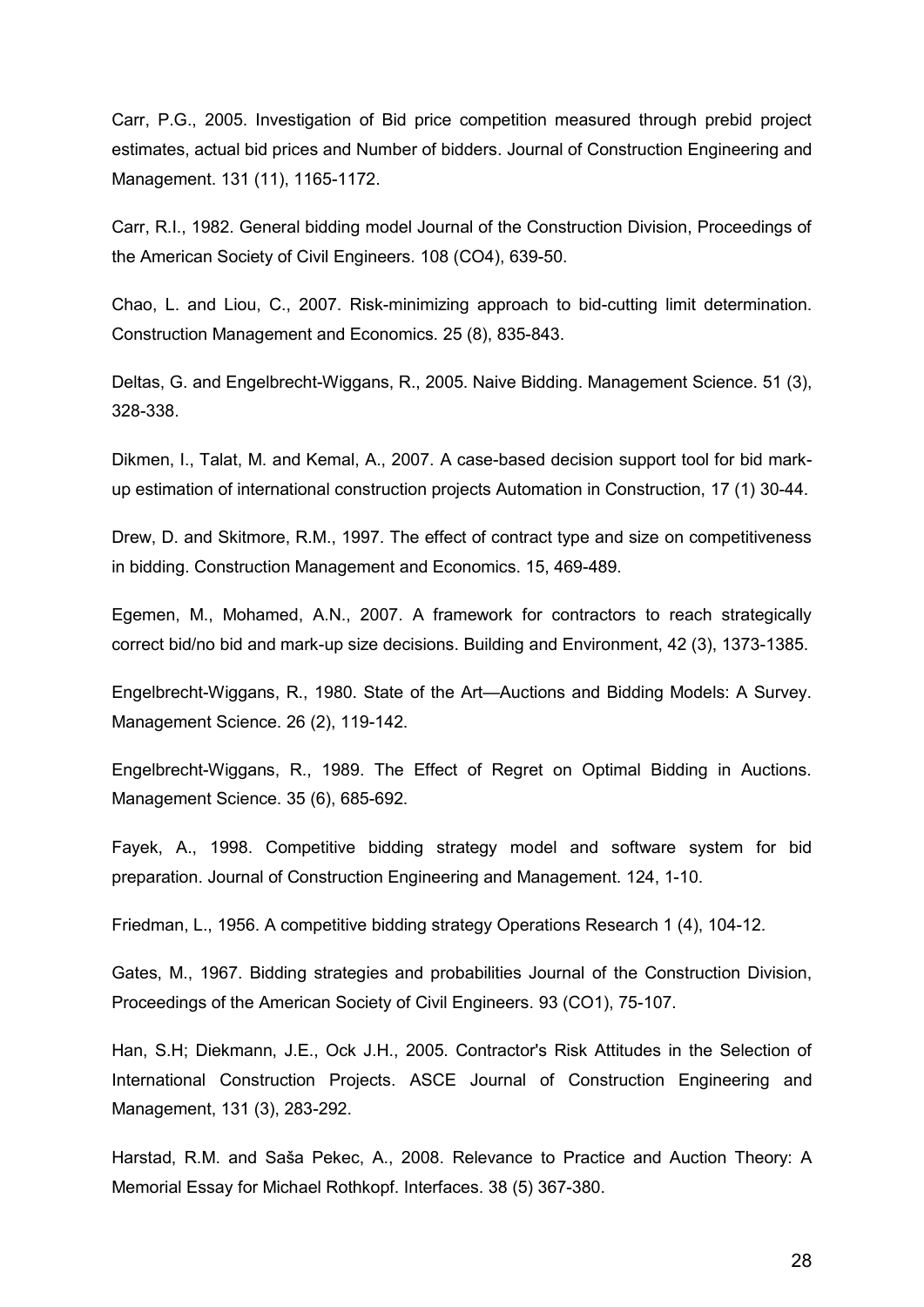Carr, P.G., 2005. Investigation of Bid price competition measured through prebid project estimates, actual bid prices and Number of bidders. Journal of Construction Engineering and Management. 131 (11), 1165-1172.

Carr, R.I., 1982. General bidding model Journal of the Construction Division, Proceedings of the American Society of Civil Engineers. 108 (CO4), 639-50.

Chao, L. and Liou, C., 2007. Risk-minimizing approach to bid-cutting limit determination. Construction Management and Economics. 25 (8), 835-843.

Deltas, G. and Engelbrecht-Wiggans, R., 2005. Naive Bidding. Management Science. 51 (3), 328-338.

Dikmen, I., Talat, M. and Kemal, A., 2007. A case-based decision support tool for bid mark-up estimation of international construction projects Automation in Construction, 17 (1) 30-44.

Drew, D. and Skitmore, R.M., 1997. The effect of contract type and size on competitiveness in bidding. Construction Management and Economics. 15, 469-489.

Egemen, M., Mohamed, A.N., 2007. A framework for contractors to reach strategically correct bid/no bid and mark-up size decisions. Building and Environment, 42 (3), 1373-1385.

Engelbrecht-Wiggans, R., 1980. State of the Art—Auctions and Bidding Models: A Survey. Management Science. 26 (2), 119-142.

Engelbrecht-Wiggans, R., 1989. The Effect of Regret on Optimal Bidding in Auctions. Management Science. 35 (6), 685-692.

Fayek, A., 1998. Competitive bidding strategy model and software system for bid preparation. Journal of Construction Engineering and Management. 124, 1-10.

Friedman, L., 1956. A competitive bidding strategy Operations Research 1 (4), 104-12.

Gates, M., 1967. Bidding strategies and probabilities Journal of the Construction Division, Proceedings of the American Society of Civil Engineers. 93 (CO1), 75-107.

Han, S.H; Diekmann, J.E., Ock J.H., 2005. Contractor's Risk Attitudes in the Selection of International Construction Projects. ASCE Journal of Construction Engineering and Management, 131 (3), 283-292.

Harstad, R.M. and Saša Pekec, A., 2008. Relevance to Practice and Auction Theory: A Memorial Essay for Michael Rothkopf. Interfaces. 38 (5) 367-380.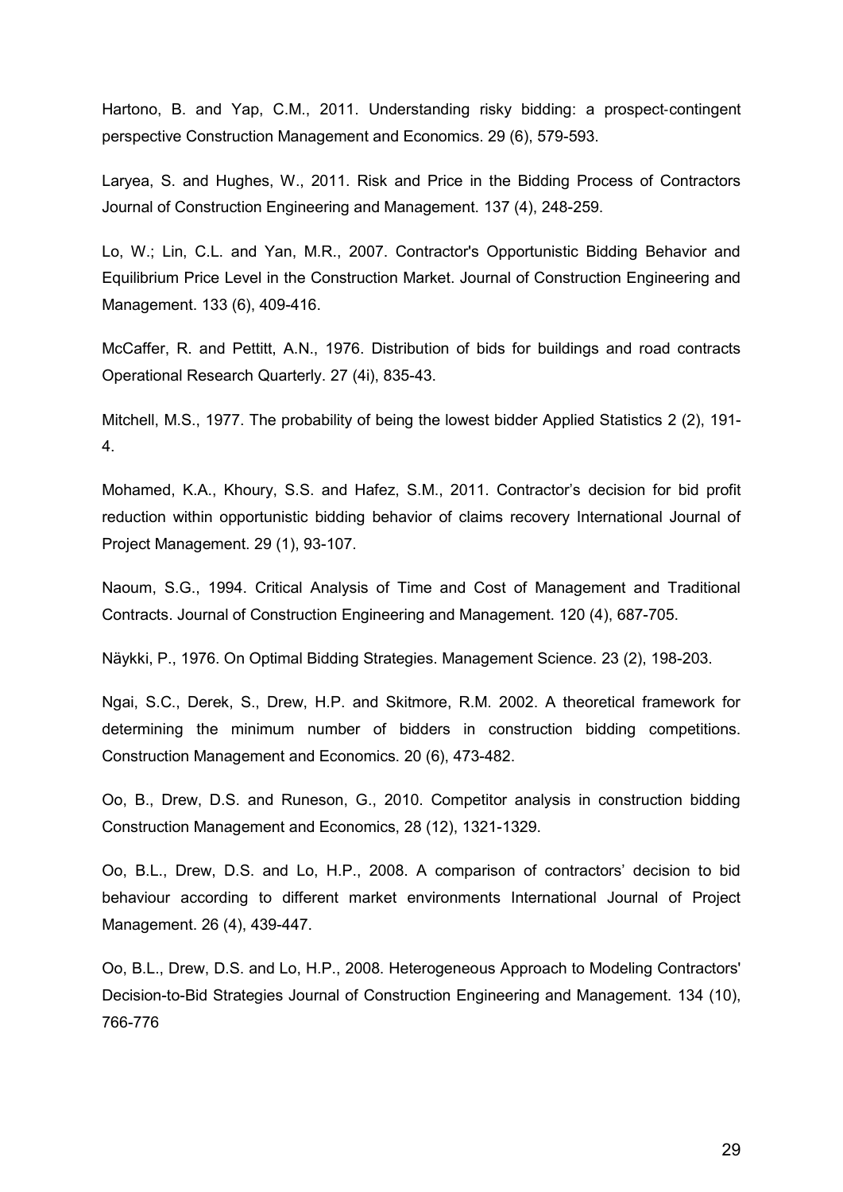Hartono, B. and Yap, C.M., 2011. Understanding risky bidding: a prospect-contingent perspective Construction Management and Economics. 29 (6), 579-593.

Laryea, S. and Hughes, W., 2011. Risk and Price in the Bidding Process of Contractors Journal of Construction Engineering and Management. 137 (4), 248-259.

Lo, W.; Lin, C.L. and Yan, M.R., 2007. Contractor's Opportunistic Bidding Behavior and Equilibrium Price Level in the Construction Market. Journal of Construction Engineering and Management. 133 (6), 409-416.

McCaffer, R. and Pettitt, A.N., 1976. Distribution of bids for buildings and road contracts Operational Research Quarterly. 27 (4i), 835-43.

Mitchell, M.S., 1977. The probability of being the lowest bidder Applied Statistics 2 (2), 191-4.

Mohamed, K.A., Khoury, S.S. and Hafez, S.M., 2011. Contractor's decision for bid profit reduction within opportunistic bidding behavior of claims recovery International Journal of Project Management. 29 (1), 93-107.

Naoum, S.G., 1994. Critical Analysis of Time and Cost of Management and Traditional Contracts. Journal of Construction Engineering and Management. 120 (4), 687-705.

Näykki, P., 1976. On Optimal Bidding Strategies. Management Science. 23 (2), 198-203.

Ngai, S.C., Derek, S., Drew, H.P. and Skitmore, R.M. 2002. A theoretical framework for determining the minimum number of bidders in construction bidding competitions. Construction Management and Economics. 20 (6), 473-482.

Oo, B., Drew, D.S. and Runeson, G., 2010. Competitor analysis in construction bidding Construction Management and Economics, 28 (12), 1321-1329.

Oo, B.L., Drew, D.S. and Lo, H.P., 2008. A comparison of contractors' decision to bid behaviour according to different market environments International Journal of Project Management. 26 (4), 439-447.

Oo, B.L., Drew, D.S. and Lo, H.P., 2008. Heterogeneous Approach to Modeling Contractors' Decision-to-Bid Strategies Journal of Construction Engineering and Management. 134 (10), 766-776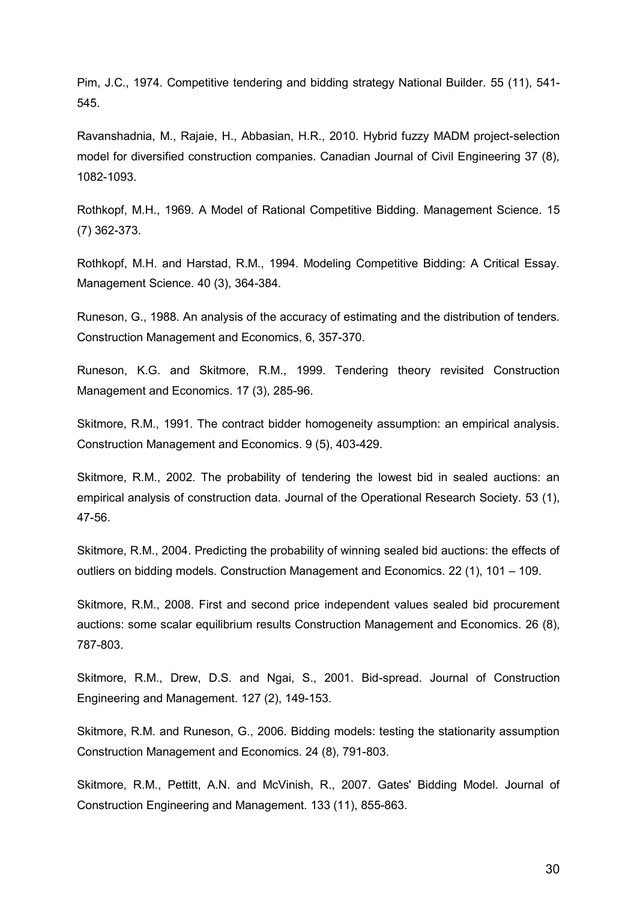Pim, J.C., 1974. Competitive tendering and bidding strategy National Builder. 55 (11), 541-545.

Ravanshadnia, M., Rajaie, H., Abbasian, H.R., 2010. Hybrid fuzzy MADM project-selection model for diversified construction companies. Canadian Journal of Civil Engineering 37 (8), 1082-1093.

Rothkopf, M.H., 1969. A Model of Rational Competitive Bidding. Management Science. 15 (7) 362-373.

Rothkopf, M.H. and Harstad, R.M., 1994. Modeling Competitive Bidding: A Critical Essay. Management Science. 40 (3), 364-384.

Runeson, G., 1988. An analysis of the accuracy of estimating and the distribution of tenders. Construction Management and Economics, 6, 357-370.

Runeson, K.G. and Skitmore, R.M., 1999. Tendering theory revisited Construction Management and Economics. 17 (3), 285-96.

Skitmore, R.M., 1991. The contract bidder homogeneity assumption: an empirical analysis. Construction Management and Economics. 9 (5), 403-429.

Skitmore, R.M., 2002. The probability of tendering the lowest bid in sealed auctions: an empirical analysis of construction data. Journal of the Operational Research Society. 53 (1), 47-56.

Skitmore, R.M., 2004. Predicting the probability of winning sealed bid auctions: the effects of outliers on bidding models. Construction Management and Economics. 22 (1), 101 – 109.

Skitmore, R.M., 2008. First and second price independent values sealed bid procurement auctions: some scalar equilibrium results Construction Management and Economics. 26 (8), 787-803.

Skitmore, R.M., Drew, D.S. and Ngai, S., 2001. Bid-spread. Journal of Construction Engineering and Management. 127 (2), 149-153.

Skitmore, R.M. and Runeson, G., 2006. Bidding models: testing the stationarity assumption Construction Management and Economics. 24 (8), 791-803.

Skitmore, R.M., Pettitt, A.N. and McVinish, R., 2007. Gates' Bidding Model. Journal of Construction Engineering and Management. 133 (11), 855-863.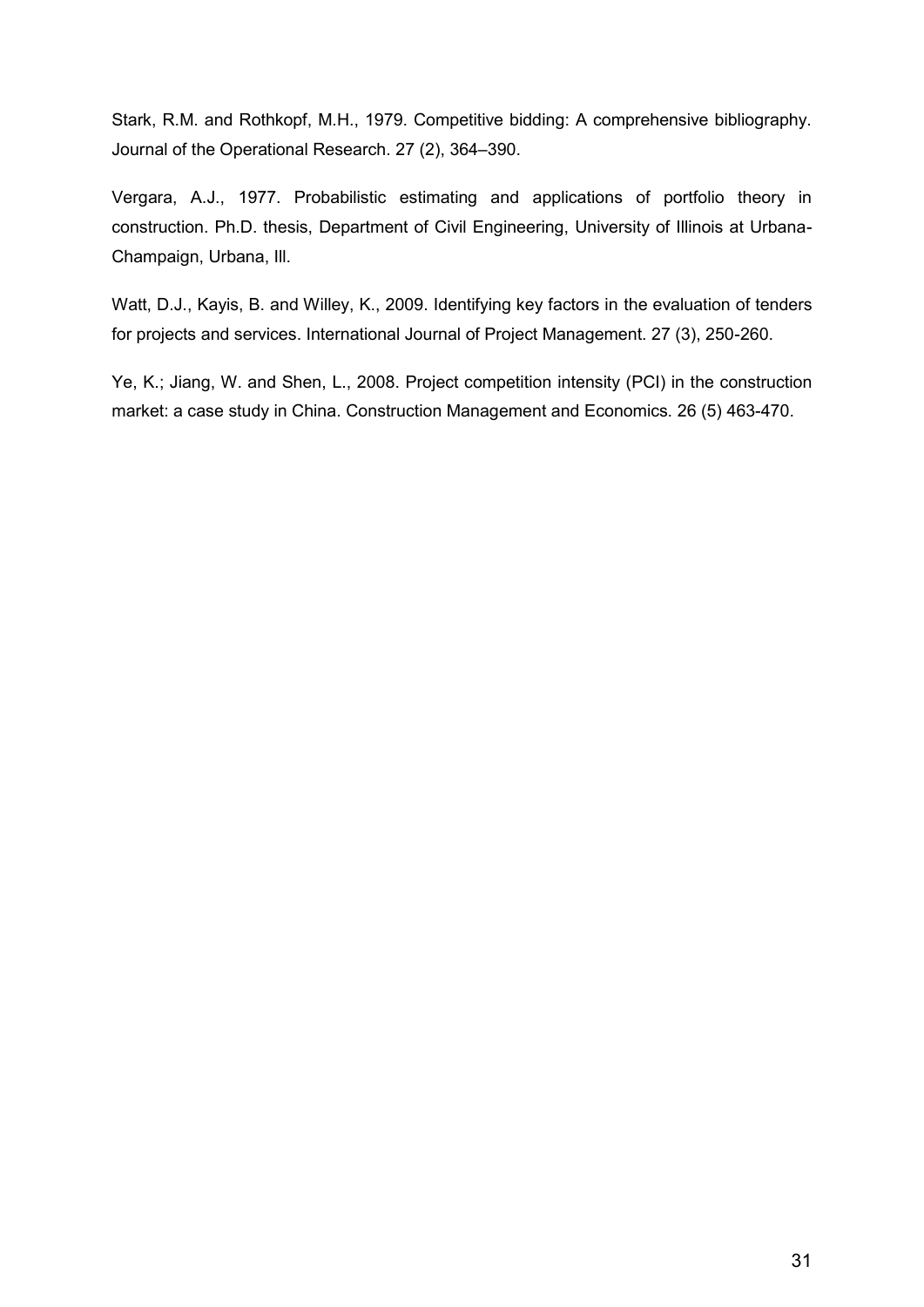Stark, R.M. and Rothkopf, M.H., 1979. Competitive bidding: A comprehensive bibliography. Journal of the Operational Research. 27 (2), 364–390.

Vergara, A.J., 1977. Probabilistic estimating and applications of portfolio theory in construction. Ph.D. thesis, Department of Civil Engineering, University of Illinois at Urbana-Champaign, Urbana, Ill.

Watt, D.J., Kayis, B. and Willey, K., 2009. Identifying key factors in the evaluation of tenders for projects and services. International Journal of Project Management. 27 (3), 250-260.

Ye, K.; Jiang, W. and Shen, L., 2008. Project competition intensity (PCI) in the construction market: a case study in China. Construction Management and Economics. 26 (5) 463-470.